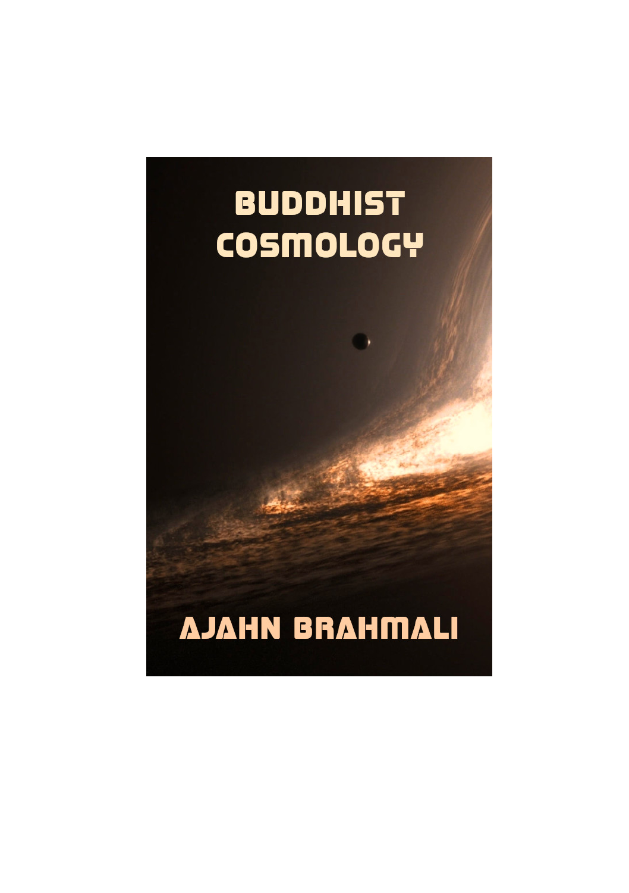# BUDDHIST COSMOLOGY

AJAHN BRAHMALI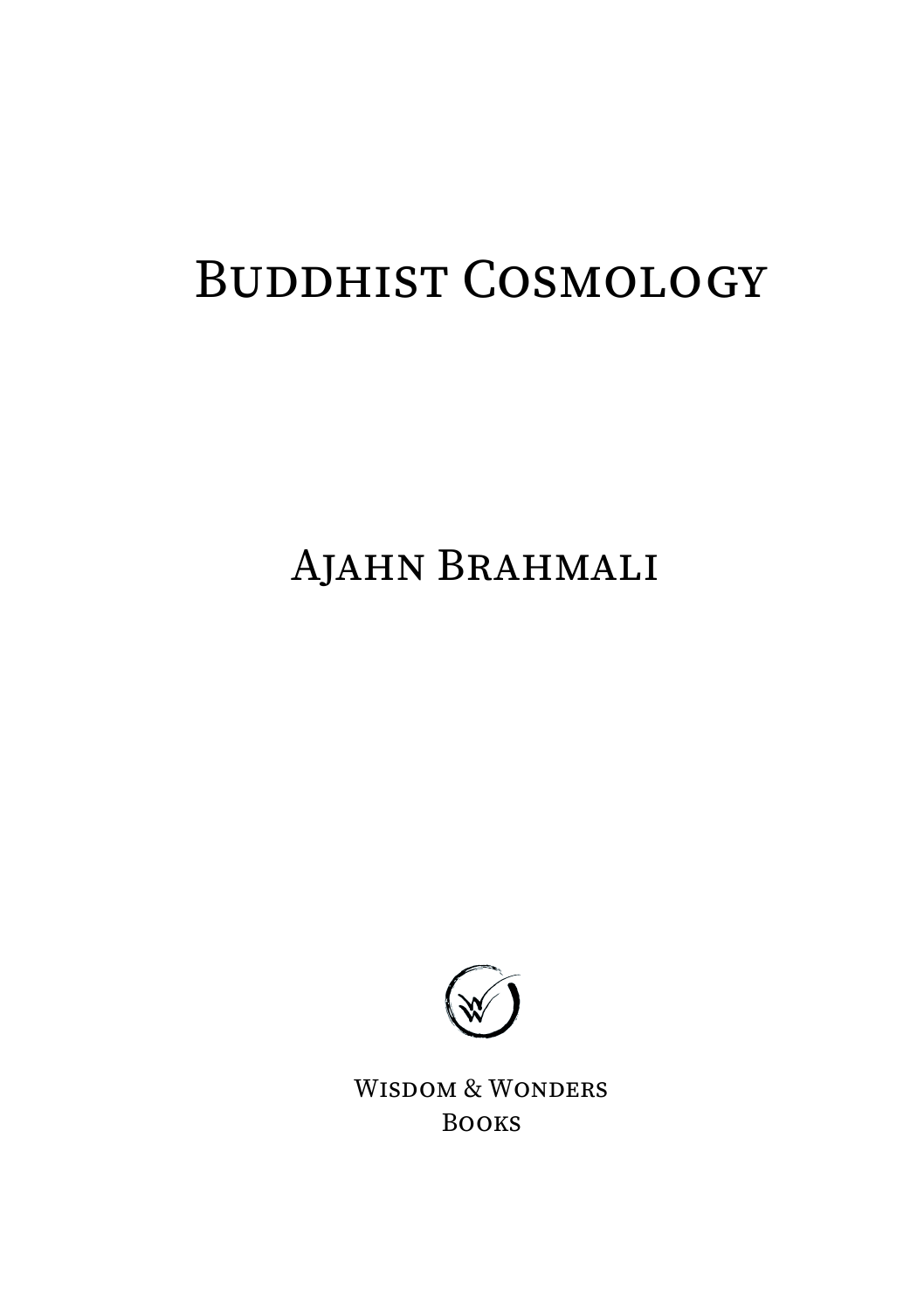# Buddhist Cosmology

Ajahn Brahmali

Wisdom & Wonders Books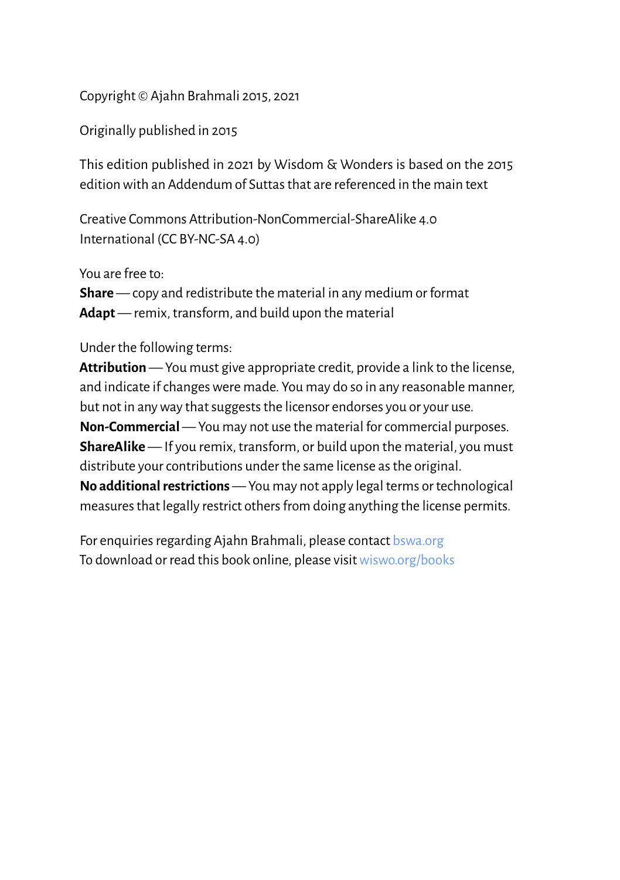Copyright © Ajahn Brahmali 2015, 2021

Originally published in 2015

This edition published in 2021 by Wisdom & Wonders is based on the 2015 edition with an Addendum of Suttas that are referenced in the main text

Creative Commons Attribution-NonCommercial-ShareAlike 4.0 International (CC BY-NC-SA 4.0)

You are free to:
**Share** — copy and redistribute the material in any medium or format
**Adapt** — remix, transform, and build upon the material

Under the following terms:
**Attribution** — You must give appropriate credit, provide a link to the license, and indicate if changes were made. You may do so in any reasonable manner, but not in any way that suggests the licensor endorses you or your use.
**Non-Commercial** — You may not use the material for commercial purposes.
**ShareAlike** — If you remix, transform, or build upon the material, you must distribute your contributions under the same license as the original.
**No additional restrictions** — You may not apply legal terms or technological measures that legally restrict others from doing anything the license permits.

For enquiries regarding Ajahn Brahmali, please contact bswa.org
To download or read this book online, please visit wiswo.org/books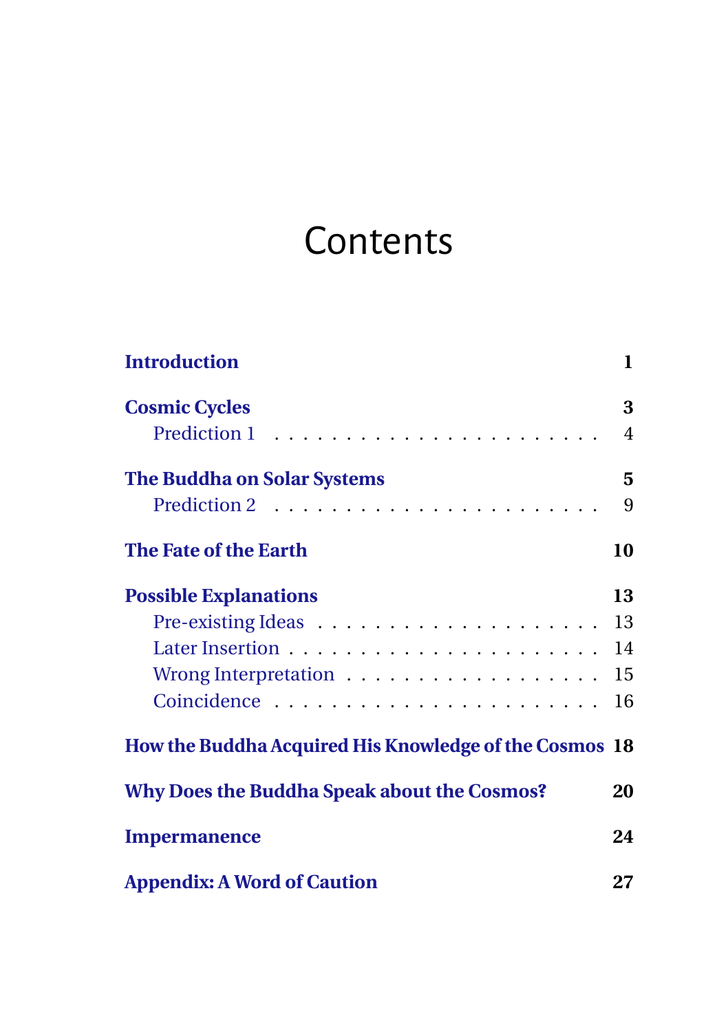# Contents

| | |
|---|---|
| **Introduction** | **1** |
| **Cosmic Cycles** | **3** |
| Prediction 1 | 4 |
| **The Buddha on Solar Systems** | **5** |
| Prediction 2 | 9 |
| **The Fate of the Earth** | **10** |
| **Possible Explanations** | **13** |
| Pre-existing Ideas | 13 |
| Later Insertion | 14 |
| Wrong Interpretation | 15 |
| Coincidence | 16 |
| **How the Buddha Acquired His Knowledge of the Cosmos** | **18** |
| **Why Does the Buddha Speak about the Cosmos?** | **20** |
| **Impermanence** | **24** |
| **Appendix: A Word of Caution** | **27** |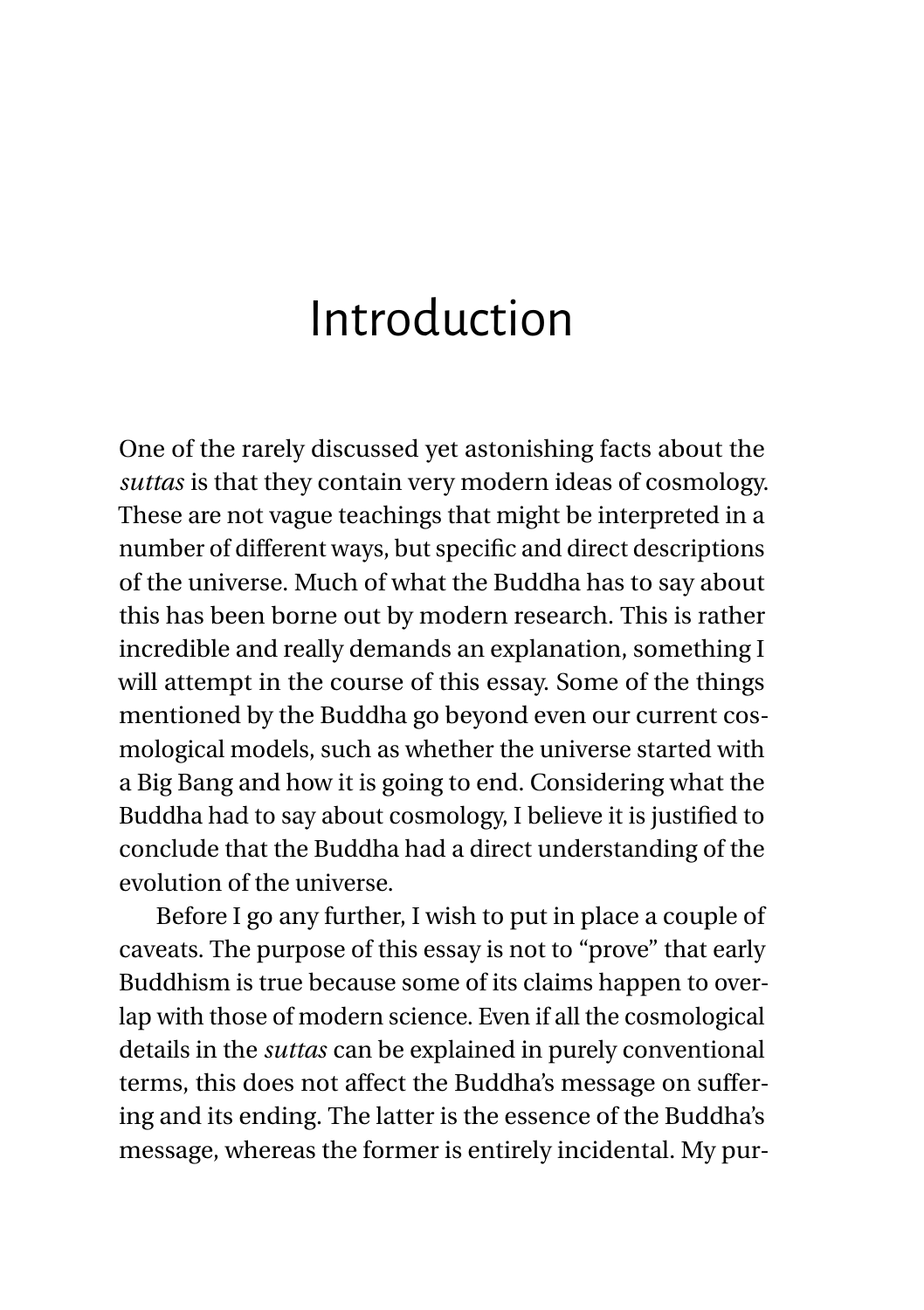# Introduction

One of the rarely discussed yet astonishing facts about the *suttas* is that they contain very modern ideas of cosmology. These are not vague teachings that might be interpreted in a number of different ways, but specific and direct descriptions of the universe. Much of what the Buddha has to say about this has been borne out by modern research. This is rather incredible and really demands an explanation, something I will attempt in the course of this essay. Some of the things mentioned by the Buddha go beyond even our current cosmological models, such as whether the universe started with a Big Bang and how it is going to end. Considering what the Buddha had to say about cosmology, I believe it is justified to conclude that the Buddha had a direct understanding of the evolution of the universe.

Before I go any further, I wish to put in place a couple of caveats. The purpose of this essay is not to "prove" that early Buddhism is true because some of its claims happen to overlap with those of modern science. Even if all the cosmological details in the *suttas* can be explained in purely conventional terms, this does not affect the Buddha's message on suffering and its ending. The latter is the essence of the Buddha's message, whereas the former is entirely incidental. My pur-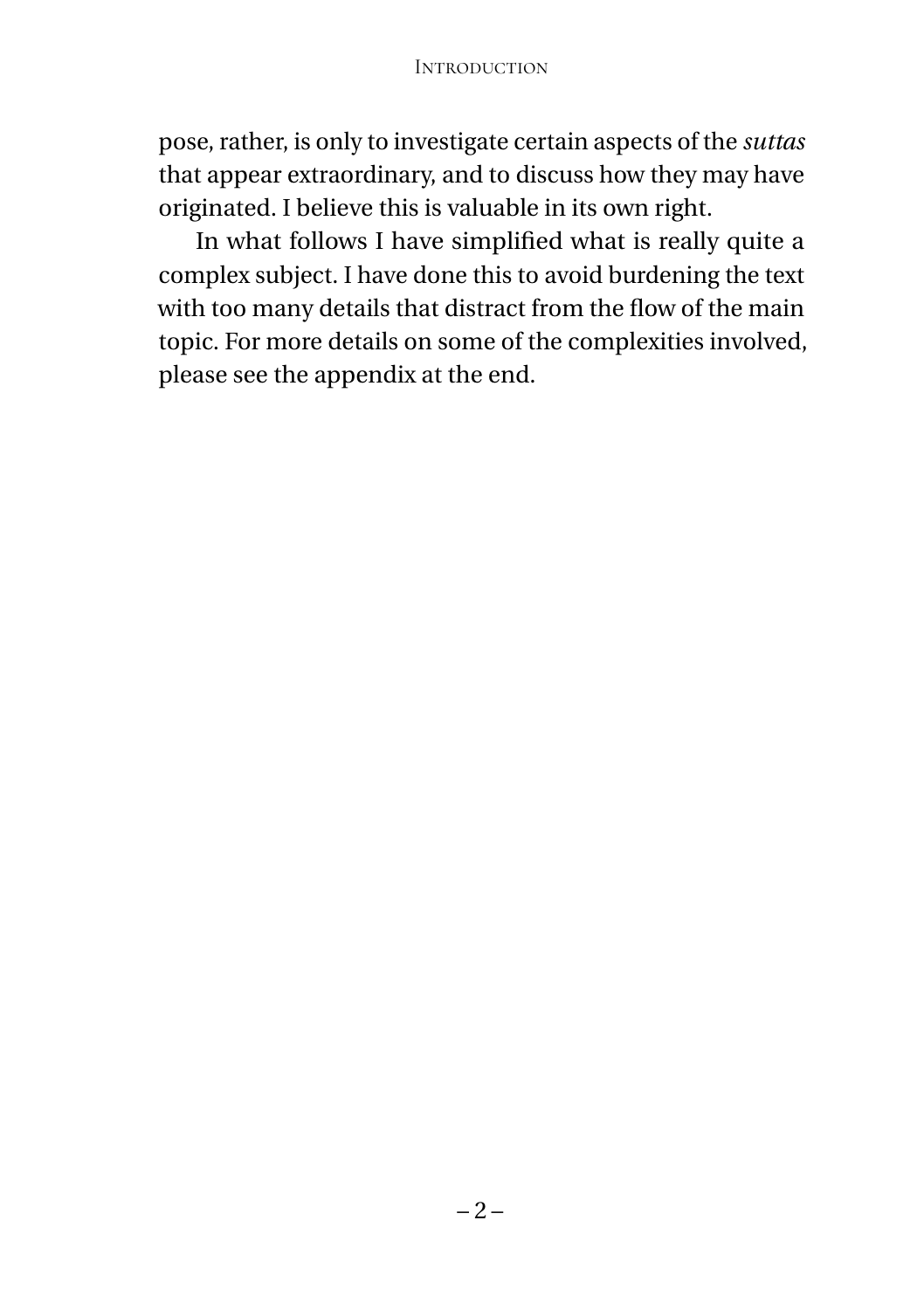pose, rather, is only to investigate certain aspects of the *suttas* that appear extraordinary, and to discuss how they may have originated. I believe this is valuable in its own right.

In what follows I have simplified what is really quite a complex subject. I have done this to avoid burdening the text with too many details that distract from the flow of the main topic. For more details on some of the complexities involved, please see the appendix at the end.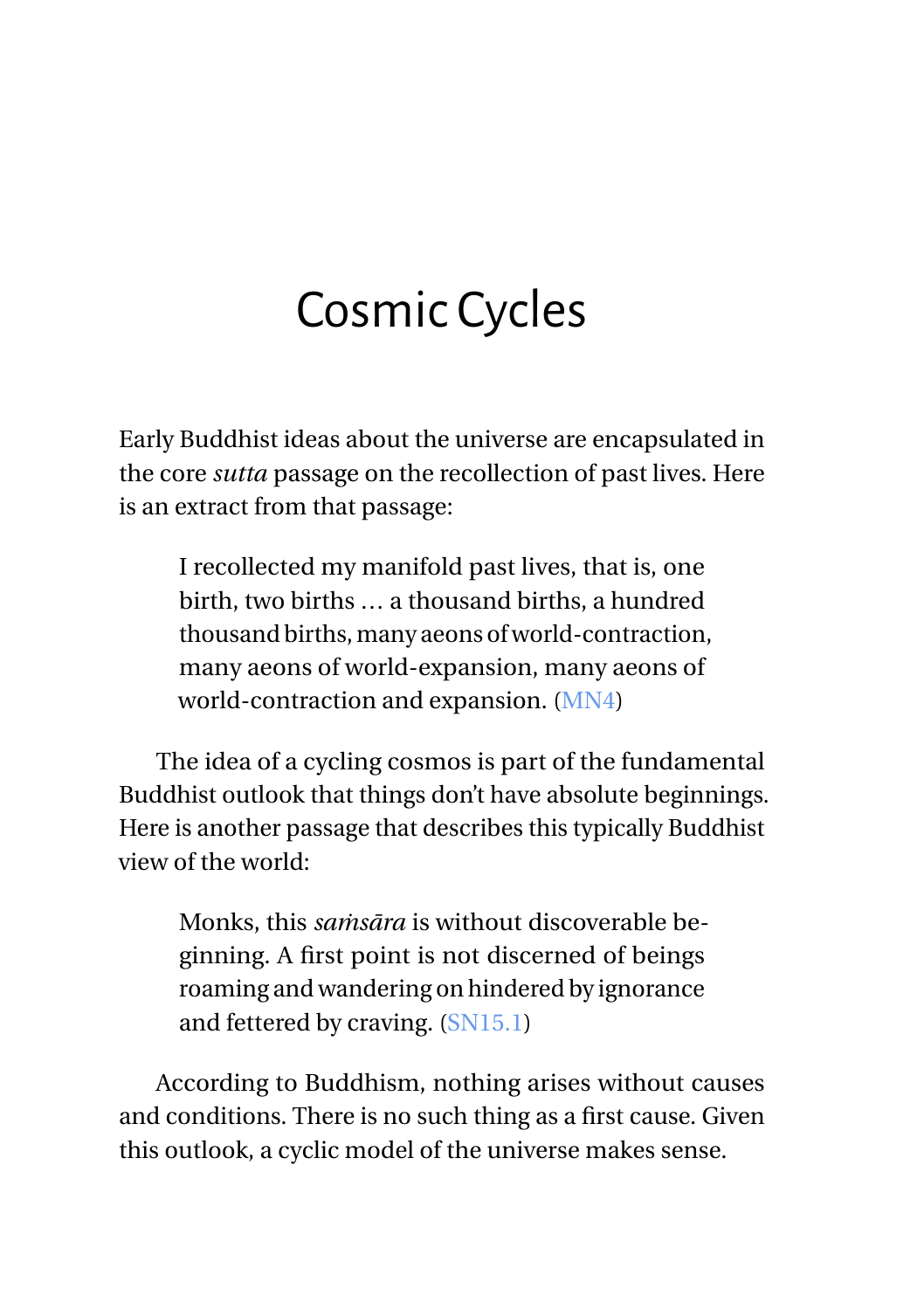# Cosmic Cycles

Early Buddhist ideas about the universe are encapsulated in the core *sutta* passage on the recollection of past lives. Here is an extract from that passage:

> I recollected my manifold past lives, that is, one birth, two births … a thousand births, a hundred thousand births, many aeons of world-contraction, many aeons of world-expansion, many aeons of world-contraction and expansion. (MN4)

The idea of a cycling cosmos is part of the fundamental Buddhist outlook that things don't have absolute beginnings. Here is another passage that describes this typically Buddhist view of the world:

> Monks, this *saṁsāra* is without discoverable beginning. A first point is not discerned of beings roaming and wandering on hindered by ignorance and fettered by craving. (SN15.1)

According to Buddhism, nothing arises without causes and conditions. There is no such thing as a first cause. Given this outlook, a cyclic model of the universe makes sense.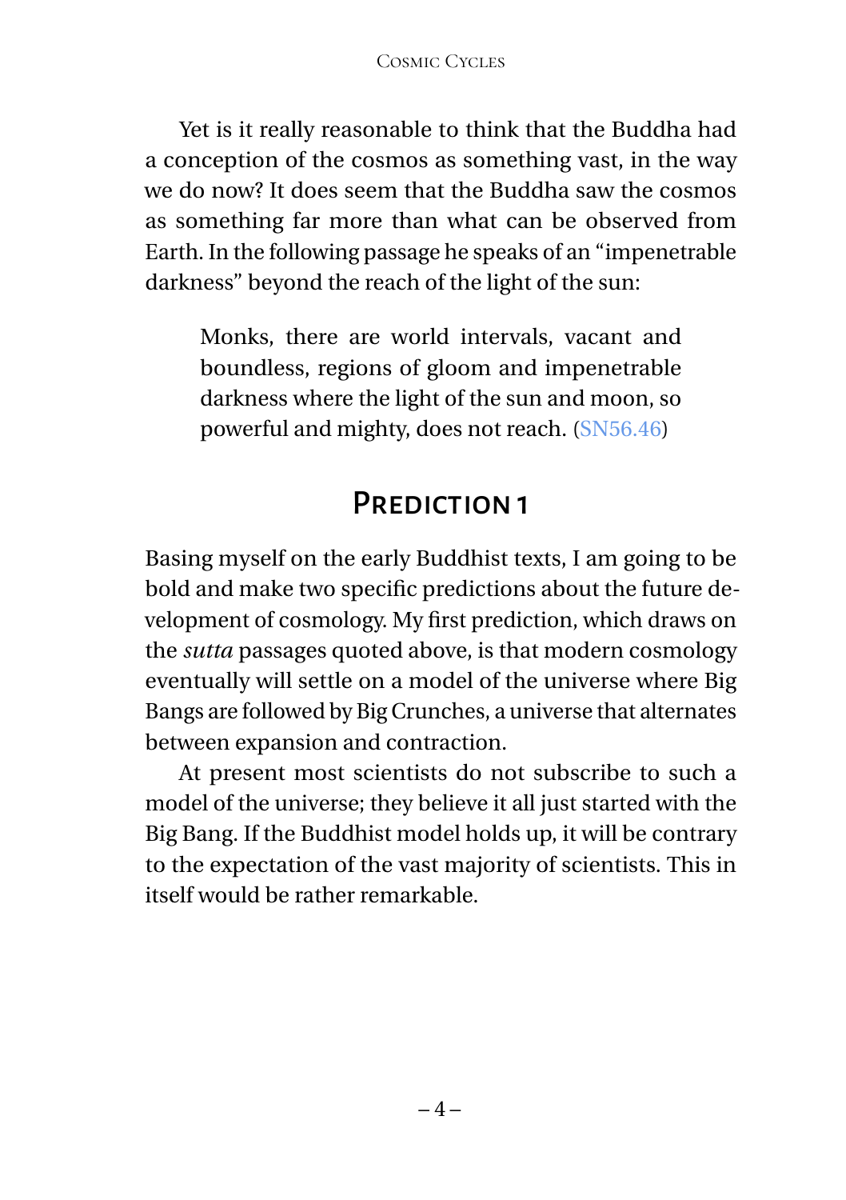Yet is it really reasonable to think that the Buddha had a conception of the cosmos as something vast, in the way we do now? It does seem that the Buddha saw the cosmos as something far more than what can be observed from Earth. In the following passage he speaks of an "impenetrable darkness" beyond the reach of the light of the sun:

> Monks, there are world intervals, vacant and boundless, regions of gloom and impenetrable darkness where the light of the sun and moon, so powerful and mighty, does not reach. (SN56.46)

## Prediction 1

Basing myself on the early Buddhist texts, I am going to be bold and make two specific predictions about the future development of cosmology. My first prediction, which draws on the *sutta* passages quoted above, is that modern cosmology eventually will settle on a model of the universe where Big Bangs are followed by Big Crunches, a universe that alternates between expansion and contraction.

At present most scientists do not subscribe to such a model of the universe; they believe it all just started with the Big Bang. If the Buddhist model holds up, it will be contrary to the expectation of the vast majority of scientists. This in itself would be rather remarkable.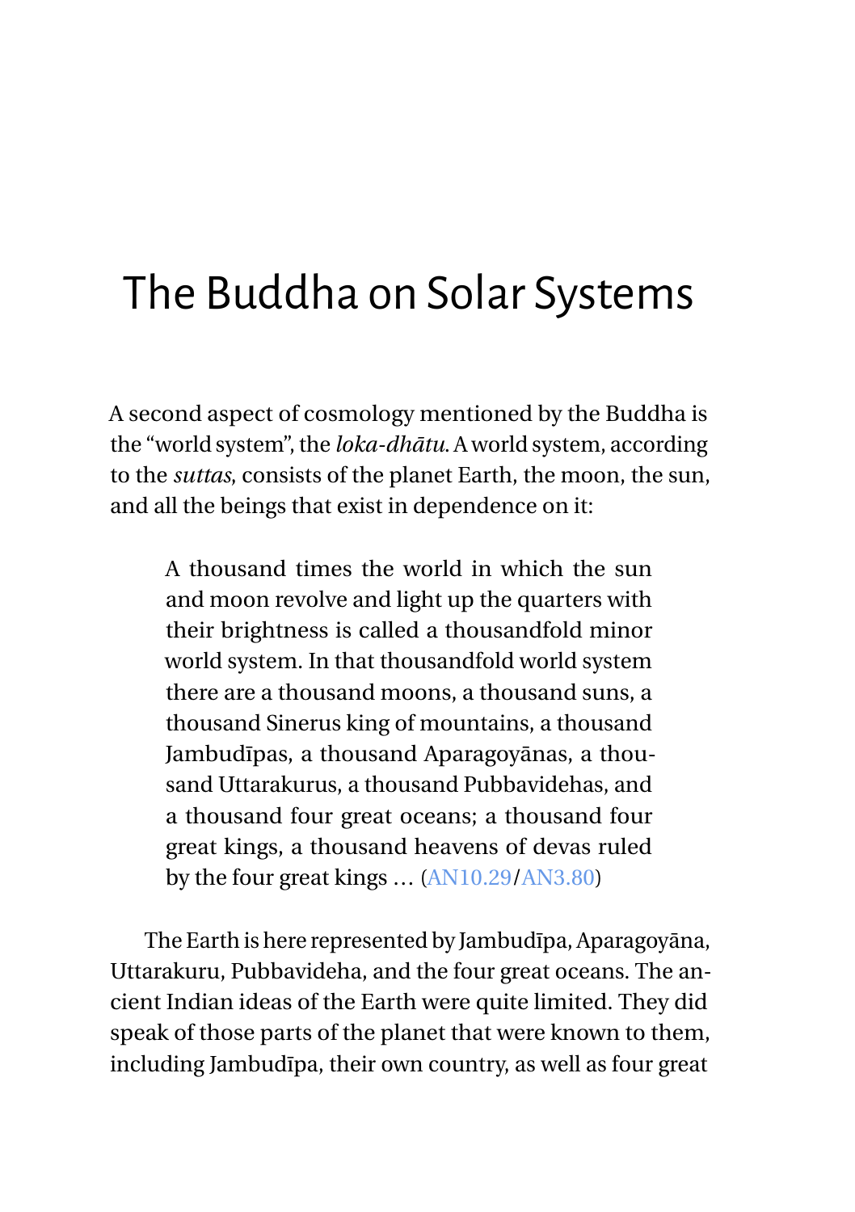# The Buddha on Solar Systems

A second aspect of cosmology mentioned by the Buddha is the "world system", the *loka-dhātu*. A world system, according to the *suttas*, consists of the planet Earth, the moon, the sun, and all the beings that exist in dependence on it:

> A thousand times the world in which the sun and moon revolve and light up the quarters with their brightness is called a thousandfold minor world system. In that thousandfold world system there are a thousand moons, a thousand suns, a thousand Sinerus king of mountains, a thousand Jambudīpas, a thousand Aparagoyānas, a thousand Uttarakurus, a thousand Pubbavidehas, and a thousand four great oceans; a thousand four great kings, a thousand heavens of devas ruled by the four great kings … (AN10.29/AN3.80)

The Earth is here represented by Jambudīpa, Aparagoyāna, Uttarakuru, Pubbavideha, and the four great oceans. The ancient Indian ideas of the Earth were quite limited. They did speak of those parts of the planet that were known to them, including Jambudīpa, their own country, as well as four great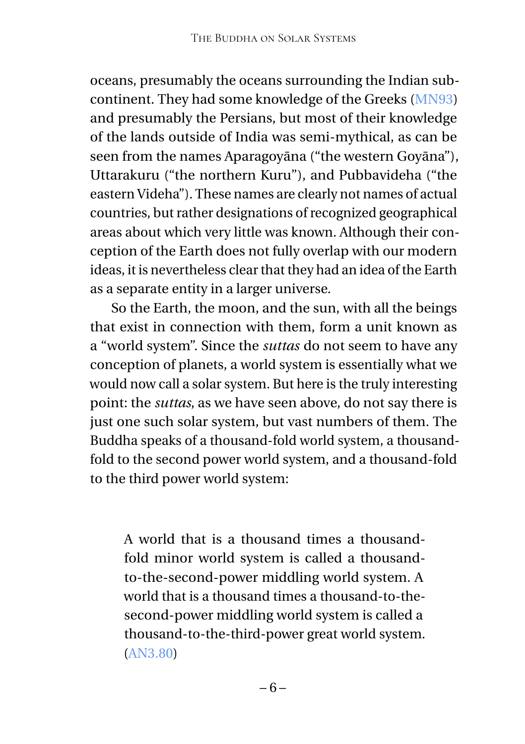oceans, presumably the oceans surrounding the Indian subcontinent. They had some knowledge of the Greeks (MN93) and presumably the Persians, but most of their knowledge of the lands outside of India was semi-mythical, as can be seen from the names Aparagoyāna ("the western Goyāna"), Uttarakuru ("the northern Kuru"), and Pubbavideha ("the eastern Videha"). These names are clearly not names of actual countries, but rather designations of recognized geographical areas about which very little was known. Although their conception of the Earth does not fully overlap with our modern ideas, it is nevertheless clear that they had an idea of the Earth as a separate entity in a larger universe.

So the Earth, the moon, and the sun, with all the beings that exist in connection with them, form a unit known as a "world system". Since the *suttas* do not seem to have any conception of planets, a world system is essentially what we would now call a solar system. But here is the truly interesting point: the *suttas*, as we have seen above, do not say there is just one such solar system, but vast numbers of them. The Buddha speaks of a thousand-fold world system, a thousand-fold to the second power world system, and a thousand-fold to the third power world system:

> A world that is a thousand times a thousand-fold minor world system is called a thousand-to-the-second-power middling world system. A world that is a thousand times a thousand-to-the-second-power middling world system is called a thousand-to-the-third-power great world system. (AN3.80)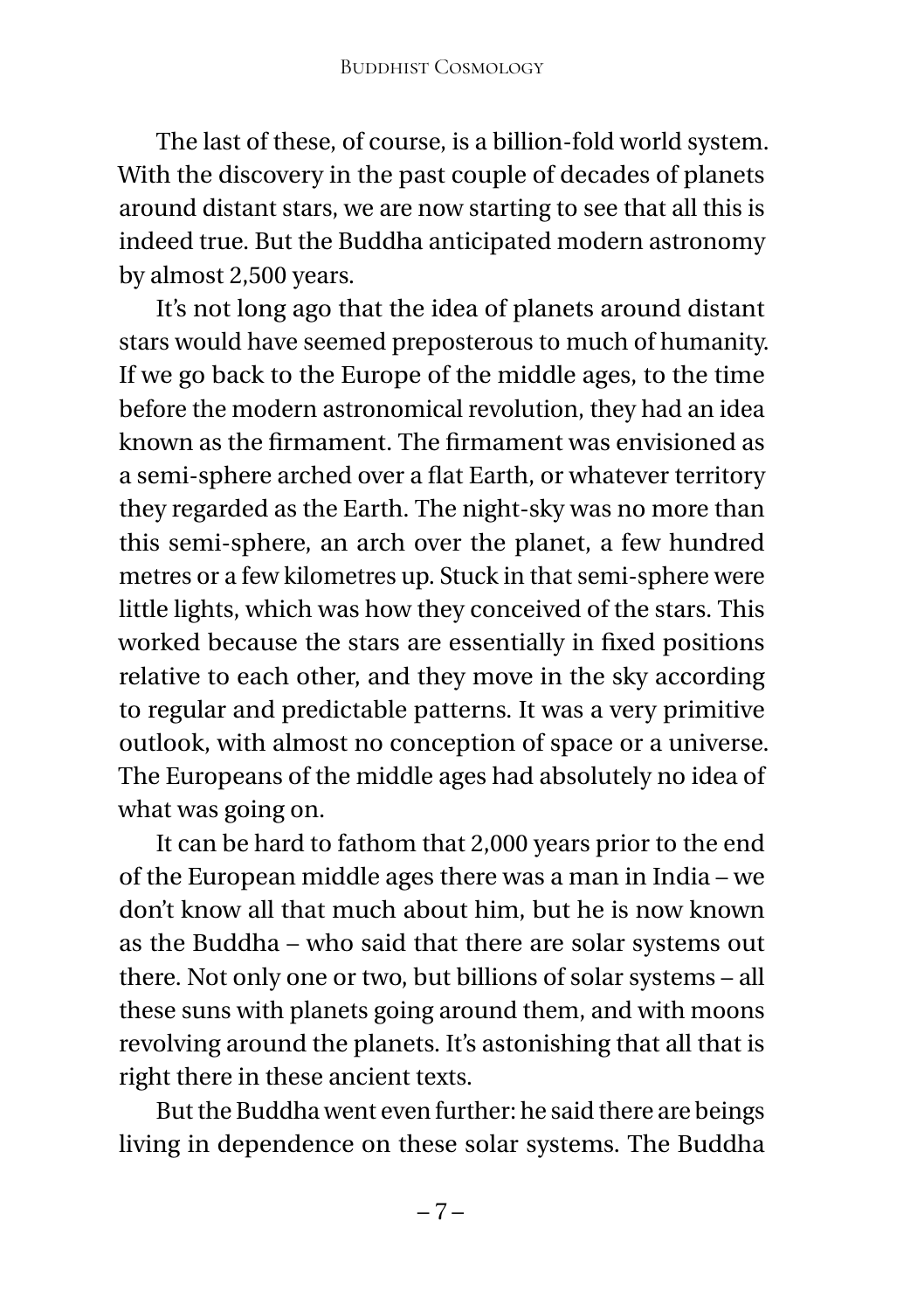The last of these, of course, is a billion-fold world system. With the discovery in the past couple of decades of planets around distant stars, we are now starting to see that all this is indeed true. But the Buddha anticipated modern astronomy by almost 2,500 years.

It's not long ago that the idea of planets around distant stars would have seemed preposterous to much of humanity. If we go back to the Europe of the middle ages, to the time before the modern astronomical revolution, they had an idea known as the firmament. The firmament was envisioned as a semi-sphere arched over a flat Earth, or whatever territory they regarded as the Earth. The night-sky was no more than this semi-sphere, an arch over the planet, a few hundred metres or a few kilometres up. Stuck in that semi-sphere were little lights, which was how they conceived of the stars. This worked because the stars are essentially in fixed positions relative to each other, and they move in the sky according to regular and predictable patterns. It was a very primitive outlook, with almost no conception of space or a universe. The Europeans of the middle ages had absolutely no idea of what was going on.

It can be hard to fathom that 2,000 years prior to the end of the European middle ages there was a man in India – we don't know all that much about him, but he is now known as the Buddha – who said that there are solar systems out there. Not only one or two, but billions of solar systems – all these suns with planets going around them, and with moons revolving around the planets. It's astonishing that all that is right there in these ancient texts.

But the Buddha went even further: he said there are beings living in dependence on these solar systems. The Buddha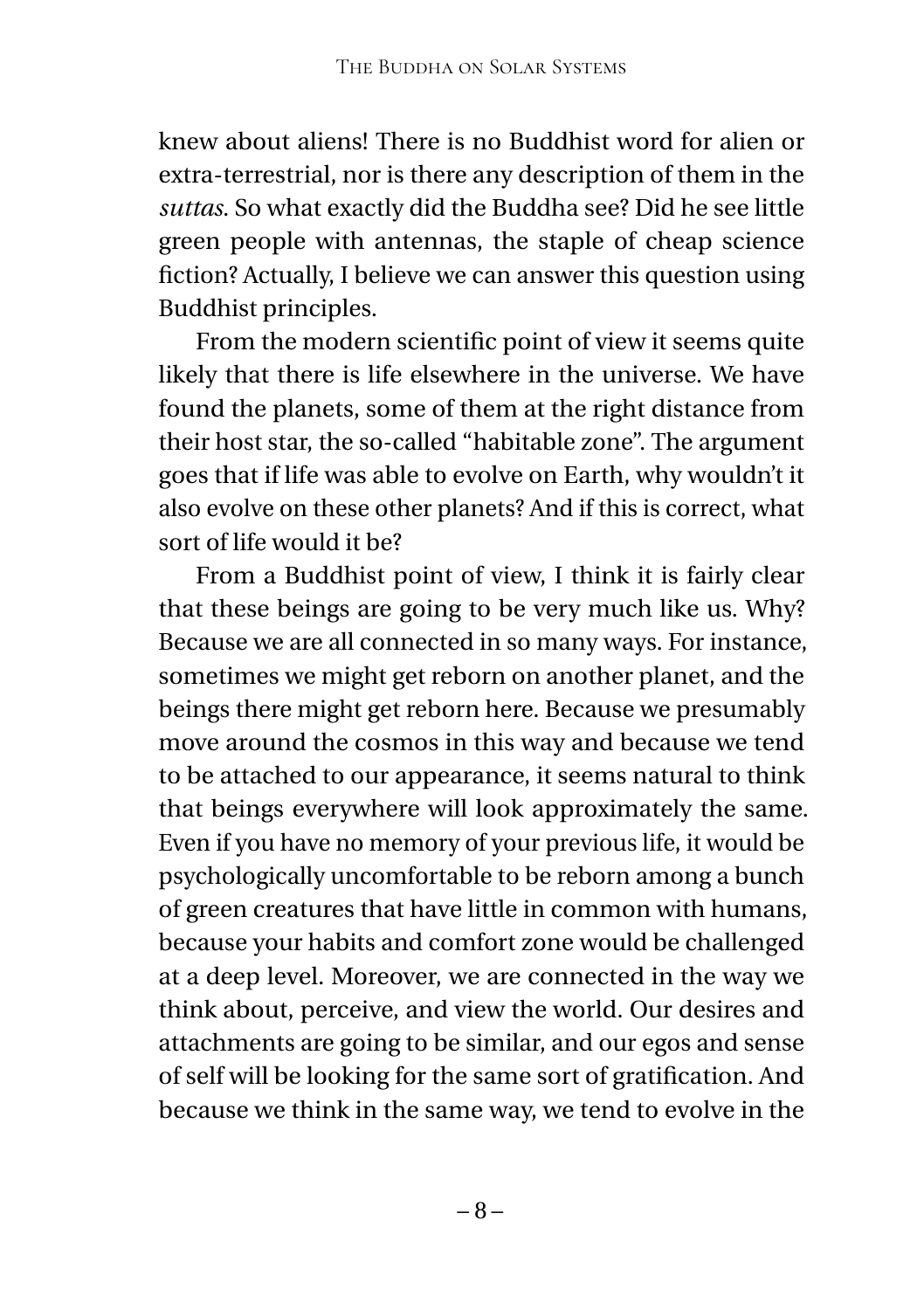knew about aliens! There is no Buddhist word for alien or extra-terrestrial, nor is there any description of them in the *suttas*. So what exactly did the Buddha see? Did he see little green people with antennas, the staple of cheap science fiction? Actually, I believe we can answer this question using Buddhist principles.

From the modern scientific point of view it seems quite likely that there is life elsewhere in the universe. We have found the planets, some of them at the right distance from their host star, the so-called "habitable zone". The argument goes that if life was able to evolve on Earth, why wouldn't it also evolve on these other planets? And if this is correct, what sort of life would it be?

From a Buddhist point of view, I think it is fairly clear that these beings are going to be very much like us. Why? Because we are all connected in so many ways. For instance, sometimes we might get reborn on another planet, and the beings there might get reborn here. Because we presumably move around the cosmos in this way and because we tend to be attached to our appearance, it seems natural to think that beings everywhere will look approximately the same. Even if you have no memory of your previous life, it would be psychologically uncomfortable to be reborn among a bunch of green creatures that have little in common with humans, because your habits and comfort zone would be challenged at a deep level. Moreover, we are connected in the way we think about, perceive, and view the world. Our desires and attachments are going to be similar, and our egos and sense of self will be looking for the same sort of gratification. And because we think in the same way, we tend to evolve in the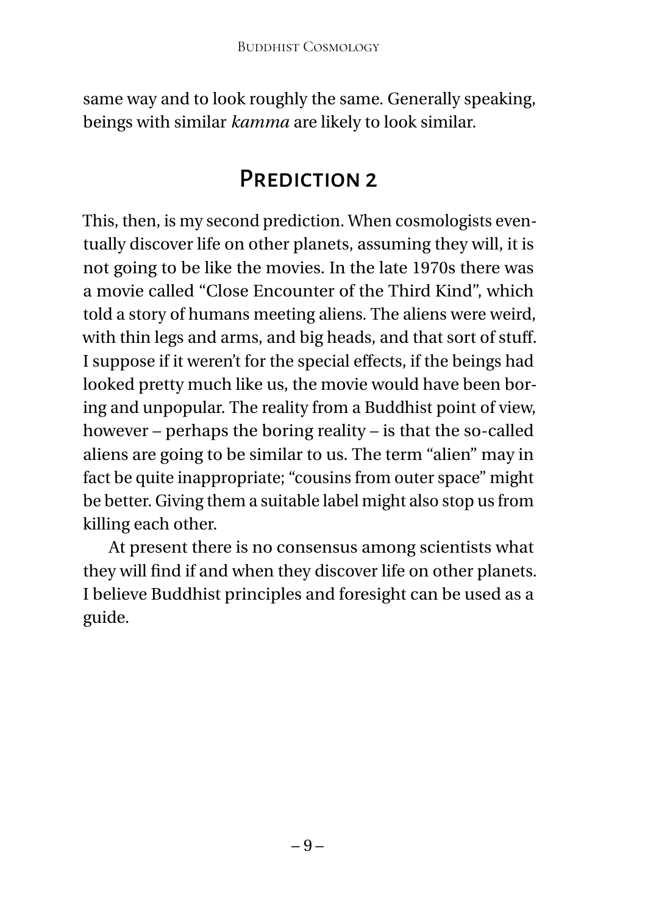same way and to look roughly the same. Generally speaking, beings with similar *kamma* are likely to look similar.

## Prediction 2

This, then, is my second prediction. When cosmologists eventually discover life on other planets, assuming they will, it is not going to be like the movies. In the late 1970s there was a movie called "Close Encounter of the Third Kind", which told a story of humans meeting aliens. The aliens were weird, with thin legs and arms, and big heads, and that sort of stuff. I suppose if it weren't for the special effects, if the beings had looked pretty much like us, the movie would have been boring and unpopular. The reality from a Buddhist point of view, however – perhaps the boring reality – is that the so-called aliens are going to be similar to us. The term "alien" may in fact be quite inappropriate; "cousins from outer space" might be better. Giving them a suitable label might also stop us from killing each other.

At present there is no consensus among scientists what they will find if and when they discover life on other planets. I believe Buddhist principles and foresight can be used as a guide.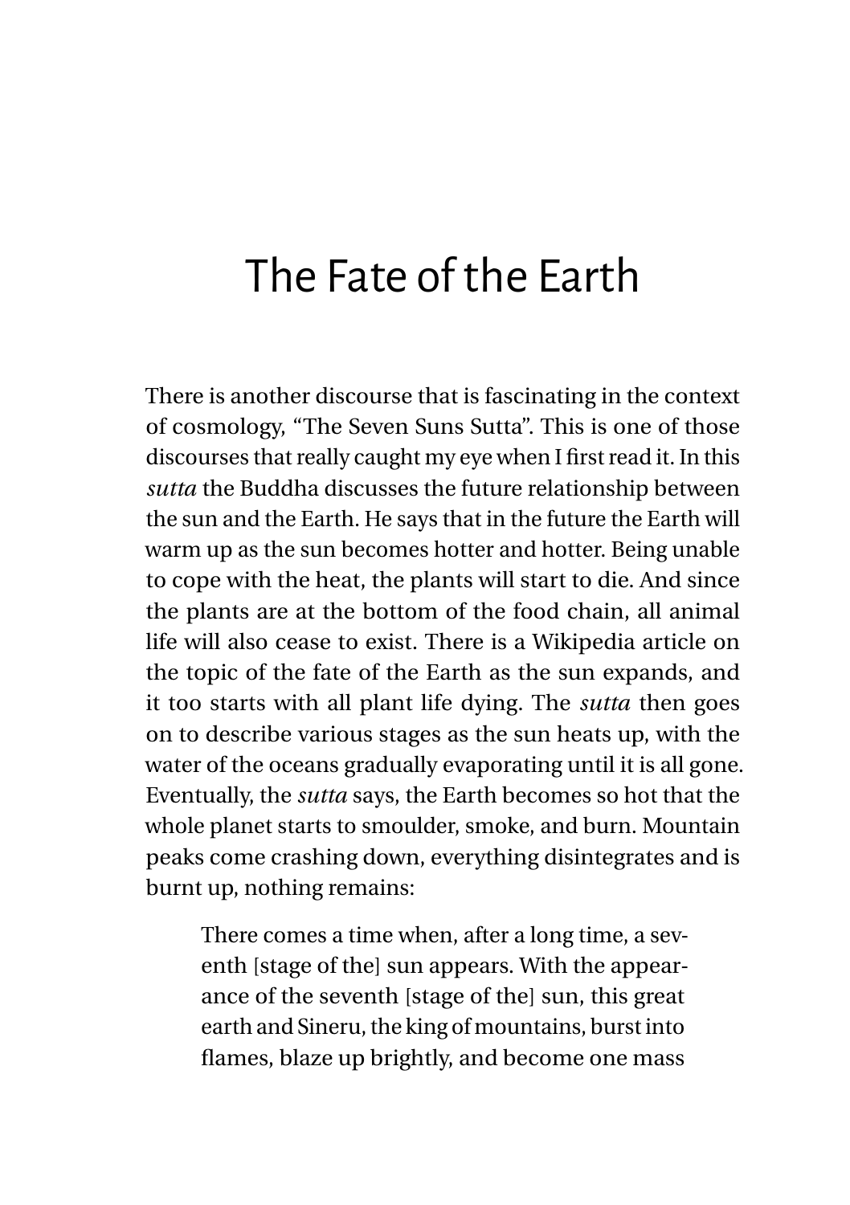# The Fate of the Earth

There is another discourse that is fascinating in the context of cosmology, "The Seven Suns Sutta". This is one of those discourses that really caught my eye when I first read it. In this *sutta* the Buddha discusses the future relationship between the sun and the Earth. He says that in the future the Earth will warm up as the sun becomes hotter and hotter. Being unable to cope with the heat, the plants will start to die. And since the plants are at the bottom of the food chain, all animal life will also cease to exist. There is a Wikipedia article on the topic of the fate of the Earth as the sun expands, and it too starts with all plant life dying. The *sutta* then goes on to describe various stages as the sun heats up, with the water of the oceans gradually evaporating until it is all gone. Eventually, the *sutta* says, the Earth becomes so hot that the whole planet starts to smoulder, smoke, and burn. Mountain peaks come crashing down, everything disintegrates and is burnt up, nothing remains:

> There comes a time when, after a long time, a seventh [stage of the] sun appears. With the appearance of the seventh [stage of the] sun, this great earth and Sineru, the king of mountains, burst into flames, blaze up brightly, and become one mass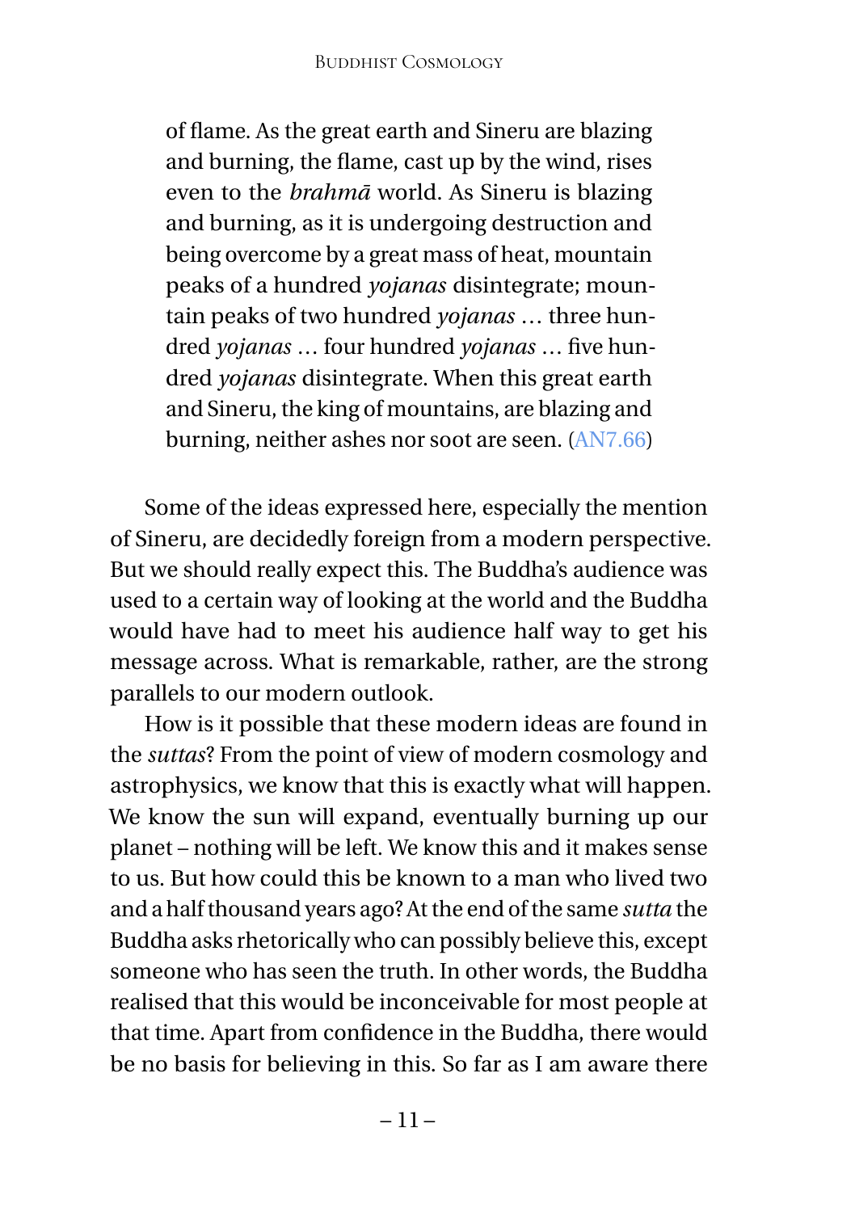> of flame. As the great earth and Sineru are blazing and burning, the flame, cast up by the wind, rises even to the *brahmā* world. As Sineru is blazing and burning, as it is undergoing destruction and being overcome by a great mass of heat, mountain peaks of a hundred *yojanas* disintegrate; mountain peaks of two hundred *yojanas* … three hundred *yojanas* … four hundred *yojanas* … five hundred *yojanas* disintegrate. When this great earth and Sineru, the king of mountains, are blazing and burning, neither ashes nor soot are seen. (AN7.66)

Some of the ideas expressed here, especially the mention of Sineru, are decidedly foreign from a modern perspective. But we should really expect this. The Buddha's audience was used to a certain way of looking at the world and the Buddha would have had to meet his audience half way to get his message across. What is remarkable, rather, are the strong parallels to our modern outlook.

How is it possible that these modern ideas are found in the *suttas*? From the point of view of modern cosmology and astrophysics, we know that this is exactly what will happen. We know the sun will expand, eventually burning up our planet – nothing will be left. We know this and it makes sense to us. But how could this be known to a man who lived two and a half thousand years ago? At the end of the same *sutta* the Buddha asks rhetorically who can possibly believe this, except someone who has seen the truth. In other words, the Buddha realised that this would be inconceivable for most people at that time. Apart from confidence in the Buddha, there would be no basis for believing in this. So far as I am aware there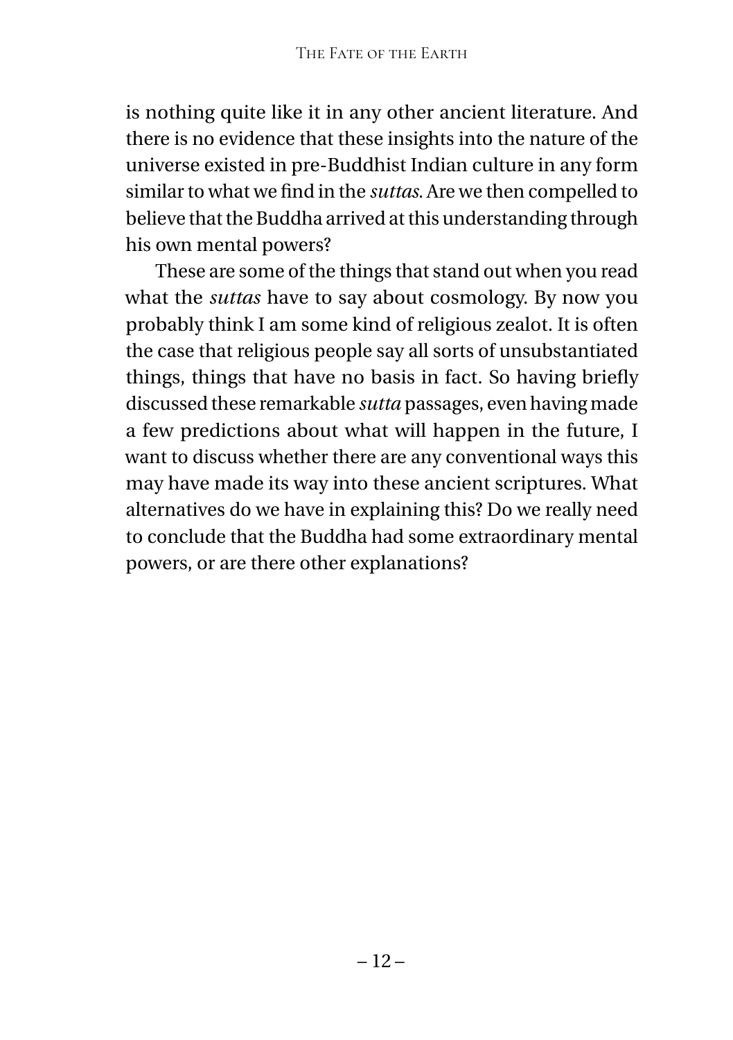is nothing quite like it in any other ancient literature. And there is no evidence that these insights into the nature of the universe existed in pre-Buddhist Indian culture in any form similar to what we find in the *suttas*. Are we then compelled to believe that the Buddha arrived at this understanding through his own mental powers?

These are some of the things that stand out when you read what the *suttas* have to say about cosmology. By now you probably think I am some kind of religious zealot. It is often the case that religious people say all sorts of unsubstantiated things, things that have no basis in fact. So having briefly discussed these remarkable *sutta* passages, even having made a few predictions about what will happen in the future, I want to discuss whether there are any conventional ways this may have made its way into these ancient scriptures. What alternatives do we have in explaining this? Do we really need to conclude that the Buddha had some extraordinary mental powers, or are there other explanations?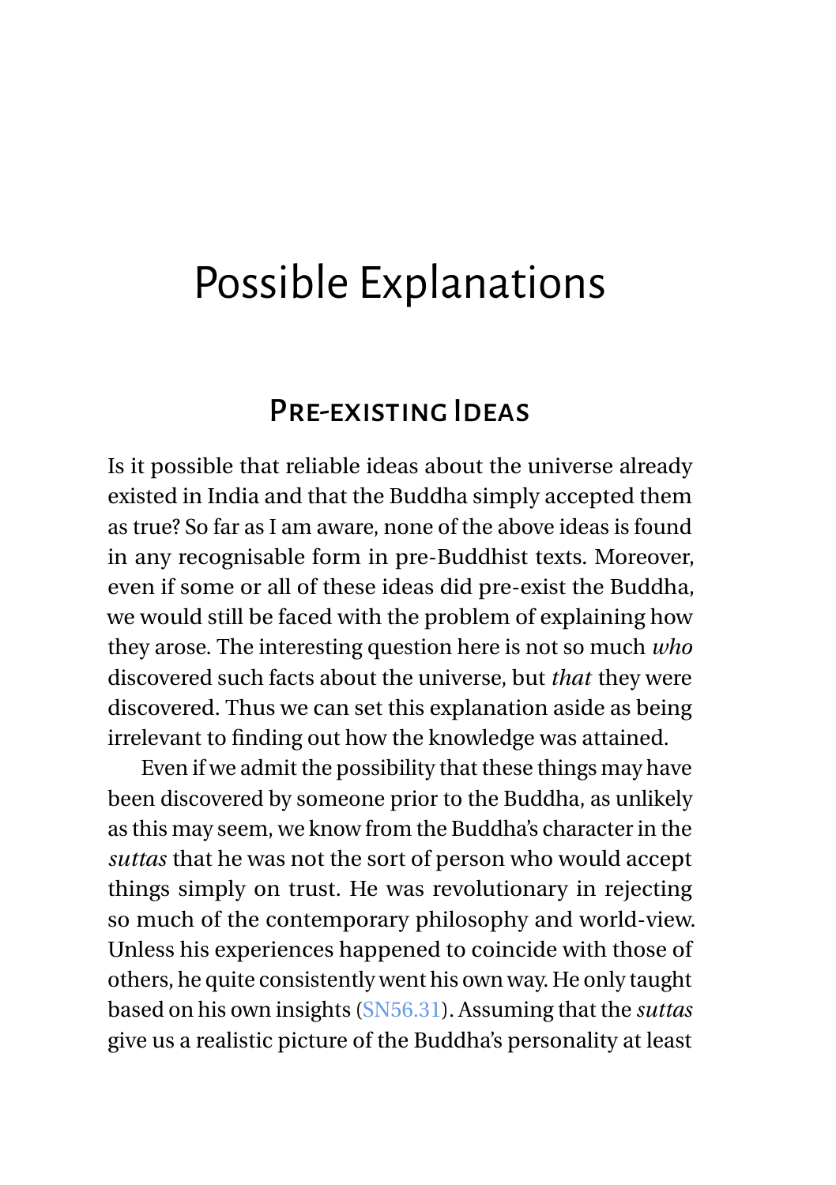# Possible Explanations

## Pre-existing Ideas

Is it possible that reliable ideas about the universe already existed in India and that the Buddha simply accepted them as true? So far as I am aware, none of the above ideas is found in any recognisable form in pre-Buddhist texts. Moreover, even if some or all of these ideas did pre-exist the Buddha, we would still be faced with the problem of explaining how they arose. The interesting question here is not so much *who* discovered such facts about the universe, but *that* they were discovered. Thus we can set this explanation aside as being irrelevant to finding out how the knowledge was attained.

Even if we admit the possibility that these things may have been discovered by someone prior to the Buddha, as unlikely as this may seem, we know from the Buddha's character in the *suttas* that he was not the sort of person who would accept things simply on trust. He was revolutionary in rejecting so much of the contemporary philosophy and world-view. Unless his experiences happened to coincide with those of others, he quite consistently went his own way. He only taught based on his own insights (SN56.31). Assuming that the *suttas* give us a realistic picture of the Buddha's personality at least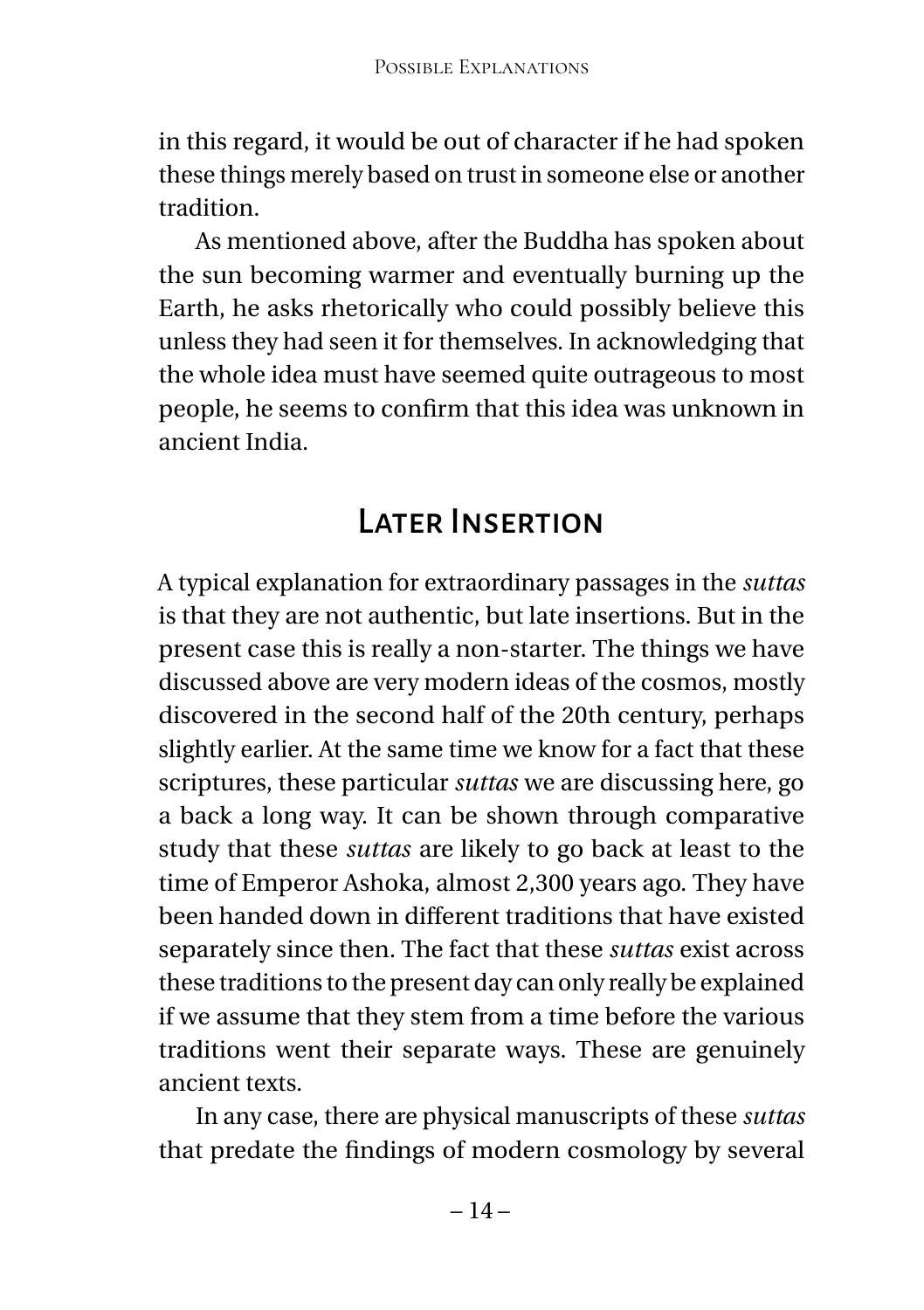in this regard, it would be out of character if he had spoken these things merely based on trust in someone else or another tradition.

As mentioned above, after the Buddha has spoken about the sun becoming warmer and eventually burning up the Earth, he asks rhetorically who could possibly believe this unless they had seen it for themselves. In acknowledging that the whole idea must have seemed quite outrageous to most people, he seems to confirm that this idea was unknown in ancient India.

## Later Insertion

A typical explanation for extraordinary passages in the *suttas* is that they are not authentic, but late insertions. But in the present case this is really a non-starter. The things we have discussed above are very modern ideas of the cosmos, mostly discovered in the second half of the 20th century, perhaps slightly earlier. At the same time we know for a fact that these scriptures, these particular *suttas* we are discussing here, go a back a long way. It can be shown through comparative study that these *suttas* are likely to go back at least to the time of Emperor Ashoka, almost 2,300 years ago. They have been handed down in different traditions that have existed separately since then. The fact that these *suttas* exist across these traditions to the present day can only really be explained if we assume that they stem from a time before the various traditions went their separate ways. These are genuinely ancient texts.

In any case, there are physical manuscripts of these *suttas* that predate the findings of modern cosmology by several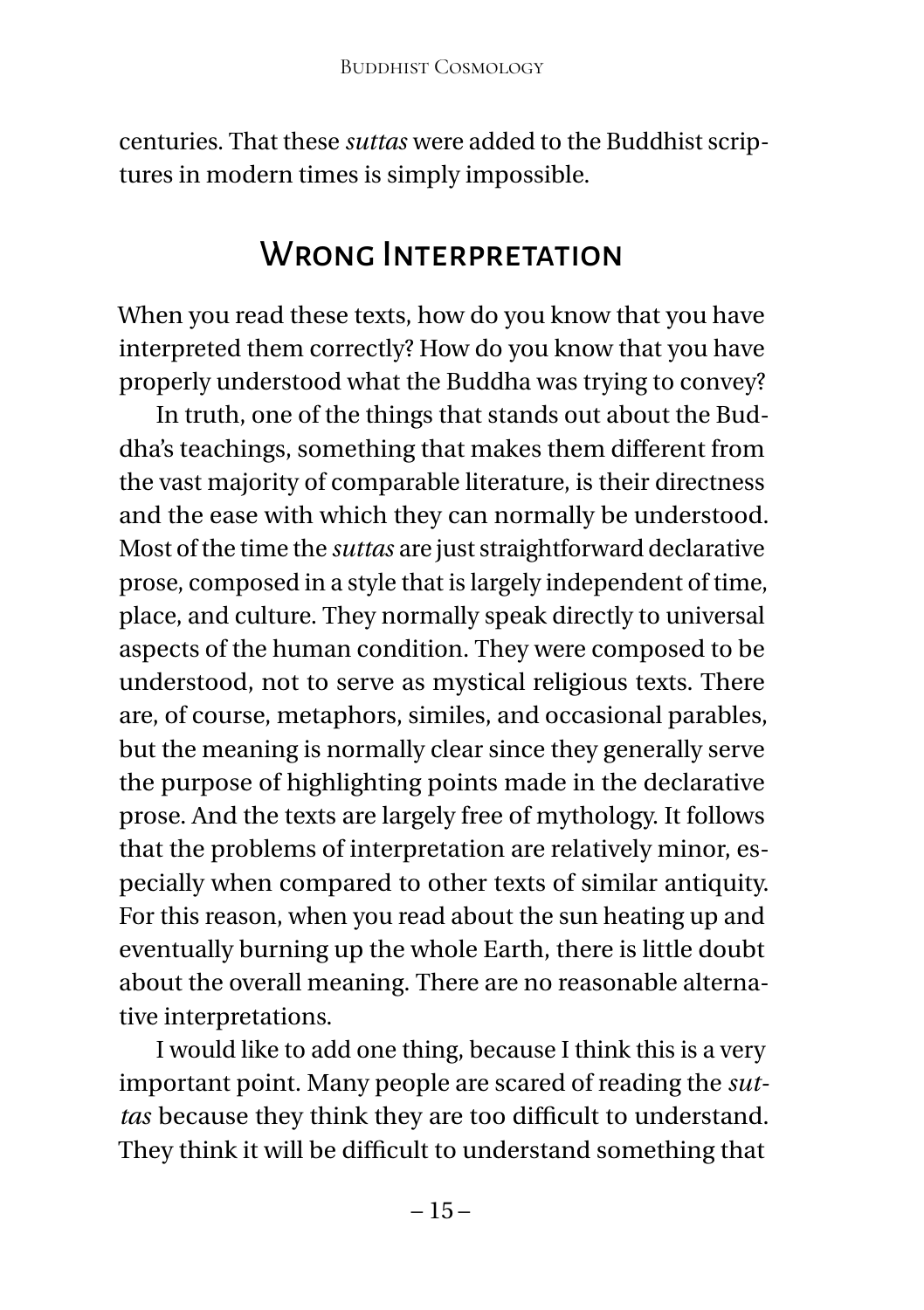centuries. That these *suttas* were added to the Buddhist scriptures in modern times is simply impossible.

## Wrong Interpretation

When you read these texts, how do you know that you have interpreted them correctly? How do you know that you have properly understood what the Buddha was trying to convey?

In truth, one of the things that stands out about the Buddha's teachings, something that makes them different from the vast majority of comparable literature, is their directness and the ease with which they can normally be understood. Most of the time the *suttas* are just straightforward declarative prose, composed in a style that is largely independent of time, place, and culture. They normally speak directly to universal aspects of the human condition. They were composed to be understood, not to serve as mystical religious texts. There are, of course, metaphors, similes, and occasional parables, but the meaning is normally clear since they generally serve the purpose of highlighting points made in the declarative prose. And the texts are largely free of mythology. It follows that the problems of interpretation are relatively minor, especially when compared to other texts of similar antiquity. For this reason, when you read about the sun heating up and eventually burning up the whole Earth, there is little doubt about the overall meaning. There are no reasonable alternative interpretations.

I would like to add one thing, because I think this is a very important point. Many people are scared of reading the *suttas* because they think they are too difficult to understand. They think it will be difficult to understand something that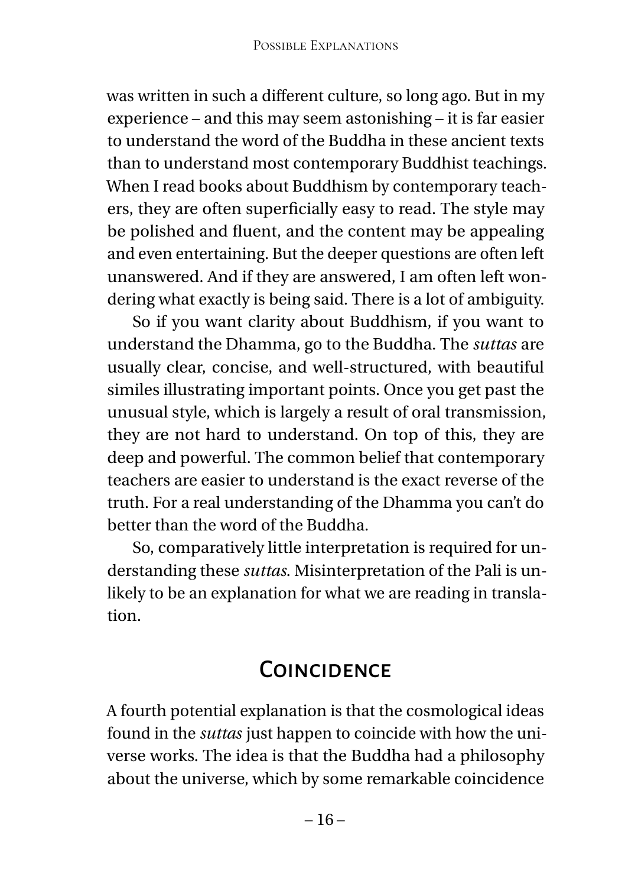was written in such a different culture, so long ago. But in my experience – and this may seem astonishing – it is far easier to understand the word of the Buddha in these ancient texts than to understand most contemporary Buddhist teachings. When I read books about Buddhism by contemporary teachers, they are often superficially easy to read. The style may be polished and fluent, and the content may be appealing and even entertaining. But the deeper questions are often left unanswered. And if they are answered, I am often left wondering what exactly is being said. There is a lot of ambiguity.

So if you want clarity about Buddhism, if you want to understand the Dhamma, go to the Buddha. The *suttas* are usually clear, concise, and well-structured, with beautiful similes illustrating important points. Once you get past the unusual style, which is largely a result of oral transmission, they are not hard to understand. On top of this, they are deep and powerful. The common belief that contemporary teachers are easier to understand is the exact reverse of the truth. For a real understanding of the Dhamma you can't do better than the word of the Buddha.

So, comparatively little interpretation is required for understanding these *suttas*. Misinterpretation of the Pali is unlikely to be an explanation for what we are reading in translation.

## Coincidence

A fourth potential explanation is that the cosmological ideas found in the *suttas* just happen to coincide with how the universe works. The idea is that the Buddha had a philosophy about the universe, which by some remarkable coincidence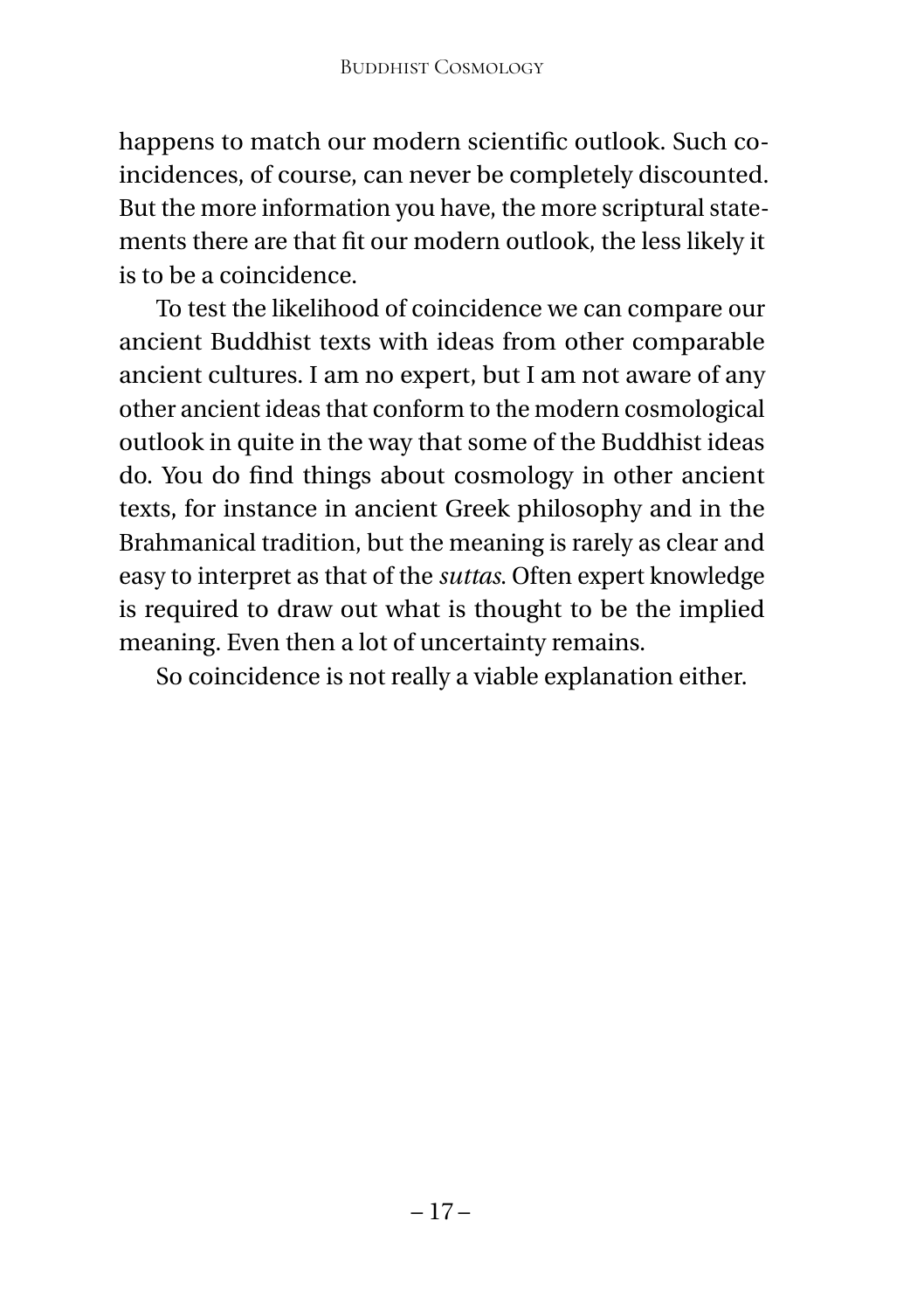happens to match our modern scientific outlook. Such coincidences, of course, can never be completely discounted. But the more information you have, the more scriptural statements there are that fit our modern outlook, the less likely it is to be a coincidence.

To test the likelihood of coincidence we can compare our ancient Buddhist texts with ideas from other comparable ancient cultures. I am no expert, but I am not aware of any other ancient ideas that conform to the modern cosmological outlook in quite in the way that some of the Buddhist ideas do. You do find things about cosmology in other ancient texts, for instance in ancient Greek philosophy and in the Brahmanical tradition, but the meaning is rarely as clear and easy to interpret as that of the *suttas*. Often expert knowledge is required to draw out what is thought to be the implied meaning. Even then a lot of uncertainty remains.

So coincidence is not really a viable explanation either.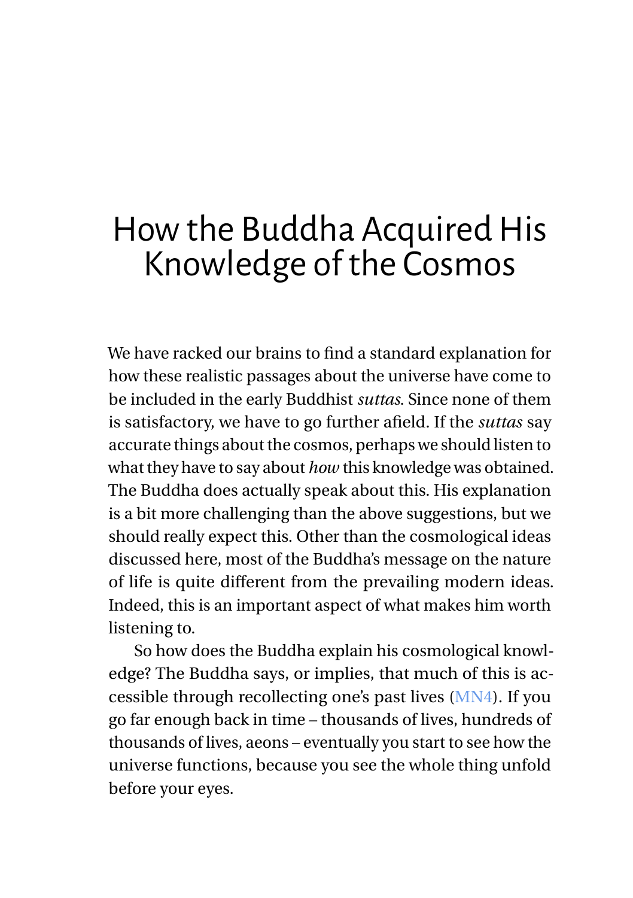# How the Buddha Acquired His Knowledge of the Cosmos

We have racked our brains to find a standard explanation for how these realistic passages about the universe have come to be included in the early Buddhist *suttas*. Since none of them is satisfactory, we have to go further afield. If the *suttas* say accurate things about the cosmos, perhaps we should listen to what they have to say about *how* this knowledge was obtained. The Buddha does actually speak about this. His explanation is a bit more challenging than the above suggestions, but we should really expect this. Other than the cosmological ideas discussed here, most of the Buddha's message on the nature of life is quite different from the prevailing modern ideas. Indeed, this is an important aspect of what makes him worth listening to.

So how does the Buddha explain his cosmological knowledge? The Buddha says, or implies, that much of this is accessible through recollecting one's past lives (MN4). If you go far enough back in time – thousands of lives, hundreds of thousands of lives, aeons – eventually you start to see how the universe functions, because you see the whole thing unfold before your eyes.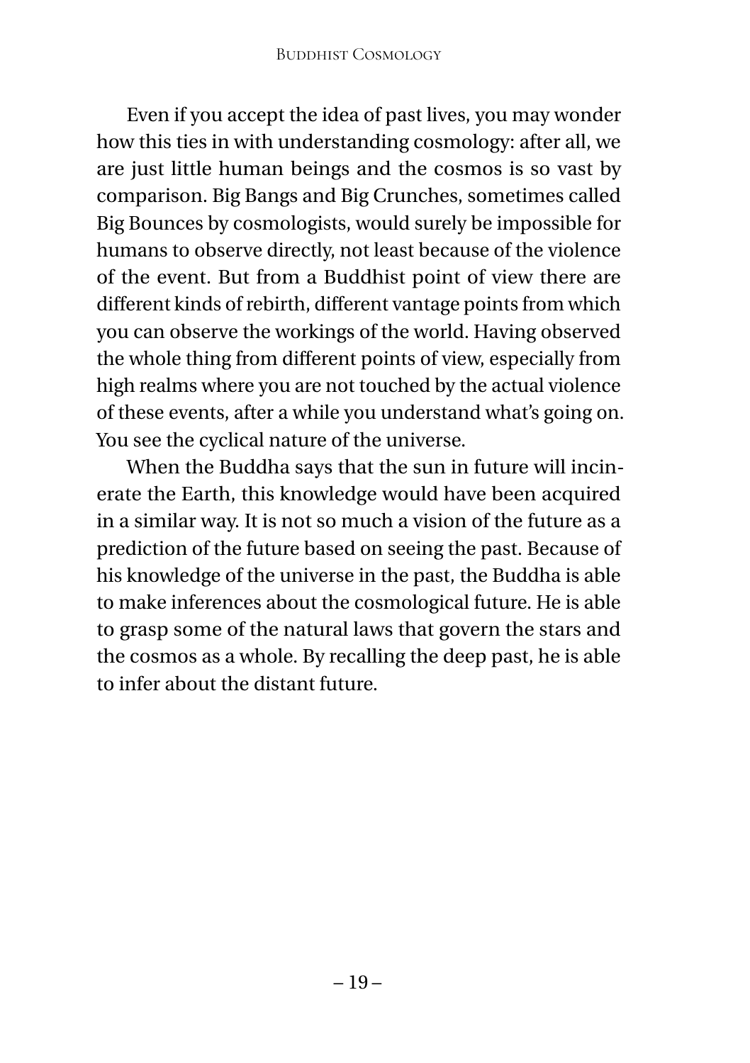Even if you accept the idea of past lives, you may wonder how this ties in with understanding cosmology: after all, we are just little human beings and the cosmos is so vast by comparison. Big Bangs and Big Crunches, sometimes called Big Bounces by cosmologists, would surely be impossible for humans to observe directly, not least because of the violence of the event. But from a Buddhist point of view there are different kinds of rebirth, different vantage points from which you can observe the workings of the world. Having observed the whole thing from different points of view, especially from high realms where you are not touched by the actual violence of these events, after a while you understand what's going on. You see the cyclical nature of the universe.

When the Buddha says that the sun in future will incinerate the Earth, this knowledge would have been acquired in a similar way. It is not so much a vision of the future as a prediction of the future based on seeing the past. Because of his knowledge of the universe in the past, the Buddha is able to make inferences about the cosmological future. He is able to grasp some of the natural laws that govern the stars and the cosmos as a whole. By recalling the deep past, he is able to infer about the distant future.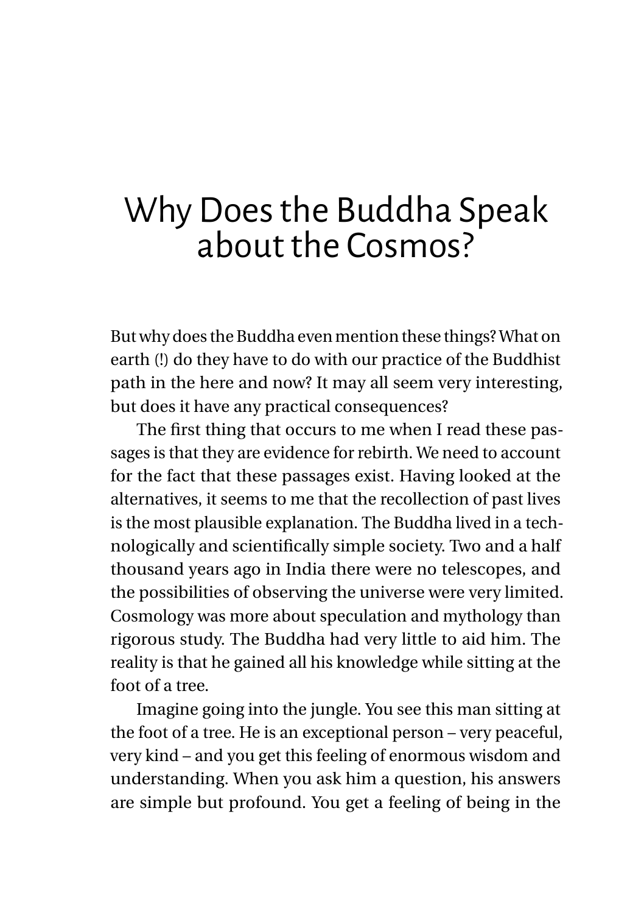# Why Does the Buddha Speak about the Cosmos?

But why does the Buddha even mention these things? What on earth (!) do they have to do with our practice of the Buddhist path in the here and now? It may all seem very interesting, but does it have any practical consequences?

The first thing that occurs to me when I read these passages is that they are evidence for rebirth. We need to account for the fact that these passages exist. Having looked at the alternatives, it seems to me that the recollection of past lives is the most plausible explanation. The Buddha lived in a technologically and scientifically simple society. Two and a half thousand years ago in India there were no telescopes, and the possibilities of observing the universe were very limited. Cosmology was more about speculation and mythology than rigorous study. The Buddha had very little to aid him. The reality is that he gained all his knowledge while sitting at the foot of a tree.

Imagine going into the jungle. You see this man sitting at the foot of a tree. He is an exceptional person – very peaceful, very kind – and you get this feeling of enormous wisdom and understanding. When you ask him a question, his answers are simple but profound. You get a feeling of being in the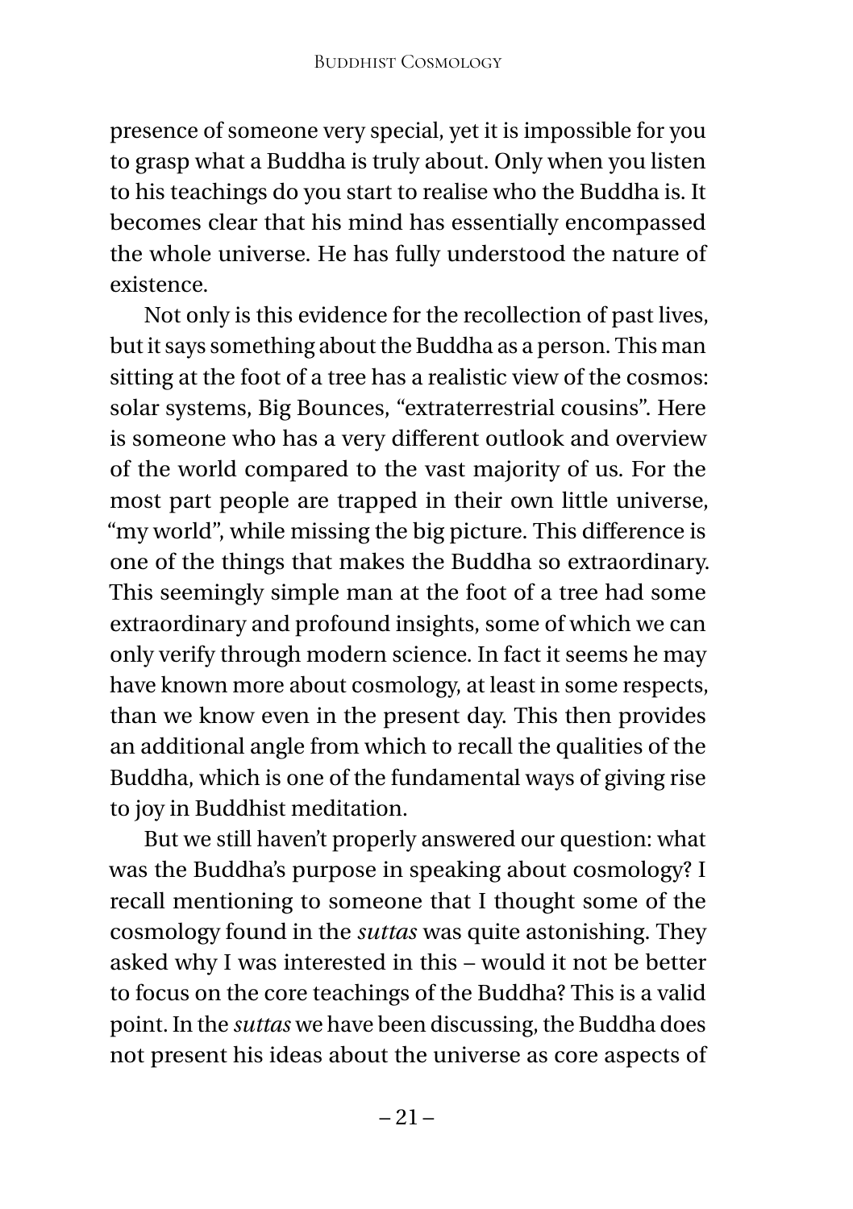presence of someone very special, yet it is impossible for you to grasp what a Buddha is truly about. Only when you listen to his teachings do you start to realise who the Buddha is. It becomes clear that his mind has essentially encompassed the whole universe. He has fully understood the nature of existence.

Not only is this evidence for the recollection of past lives, but it says something about the Buddha as a person. This man sitting at the foot of a tree has a realistic view of the cosmos: solar systems, Big Bounces, "extraterrestrial cousins". Here is someone who has a very different outlook and overview of the world compared to the vast majority of us. For the most part people are trapped in their own little universe, "my world", while missing the big picture. This difference is one of the things that makes the Buddha so extraordinary. This seemingly simple man at the foot of a tree had some extraordinary and profound insights, some of which we can only verify through modern science. In fact it seems he may have known more about cosmology, at least in some respects, than we know even in the present day. This then provides an additional angle from which to recall the qualities of the Buddha, which is one of the fundamental ways of giving rise to joy in Buddhist meditation.

But we still haven't properly answered our question: what was the Buddha's purpose in speaking about cosmology? I recall mentioning to someone that I thought some of the cosmology found in the *suttas* was quite astonishing. They asked why I was interested in this – would it not be better to focus on the core teachings of the Buddha? This is a valid point. In the *suttas* we have been discussing, the Buddha does not present his ideas about the universe as core aspects of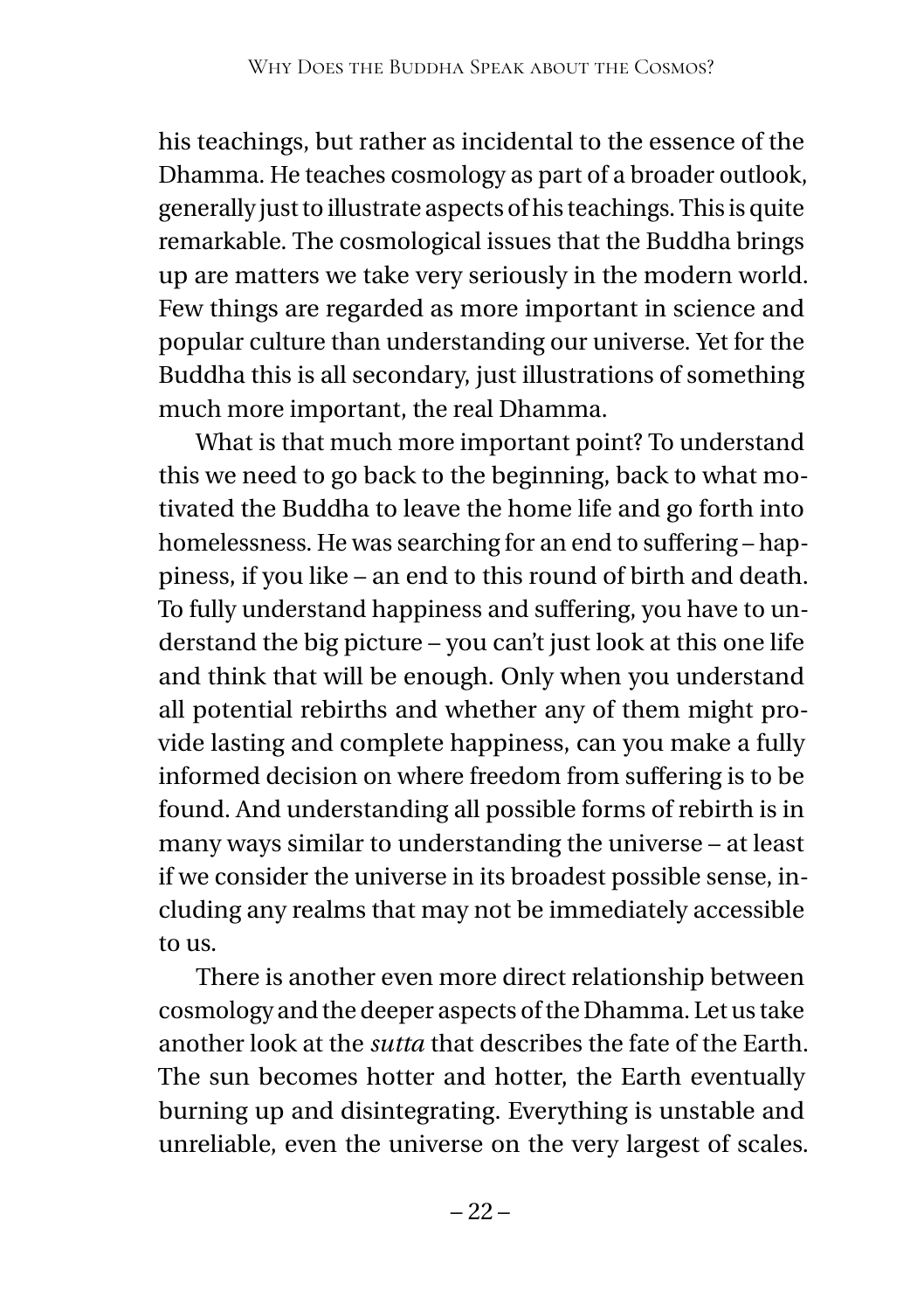his teachings, but rather as incidental to the essence of the Dhamma. He teaches cosmology as part of a broader outlook, generally just to illustrate aspects of his teachings. This is quite remarkable. The cosmological issues that the Buddha brings up are matters we take very seriously in the modern world. Few things are regarded as more important in science and popular culture than understanding our universe. Yet for the Buddha this is all secondary, just illustrations of something much more important, the real Dhamma.

What is that much more important point? To understand this we need to go back to the beginning, back to what motivated the Buddha to leave the home life and go forth into homelessness. He was searching for an end to suffering – happiness, if you like – an end to this round of birth and death. To fully understand happiness and suffering, you have to understand the big picture – you can't just look at this one life and think that will be enough. Only when you understand all potential rebirths and whether any of them might provide lasting and complete happiness, can you make a fully informed decision on where freedom from suffering is to be found. And understanding all possible forms of rebirth is in many ways similar to understanding the universe – at least if we consider the universe in its broadest possible sense, including any realms that may not be immediately accessible to us.

There is another even more direct relationship between cosmology and the deeper aspects of the Dhamma. Let us take another look at the *sutta* that describes the fate of the Earth. The sun becomes hotter and hotter, the Earth eventually burning up and disintegrating. Everything is unstable and unreliable, even the universe on the very largest of scales.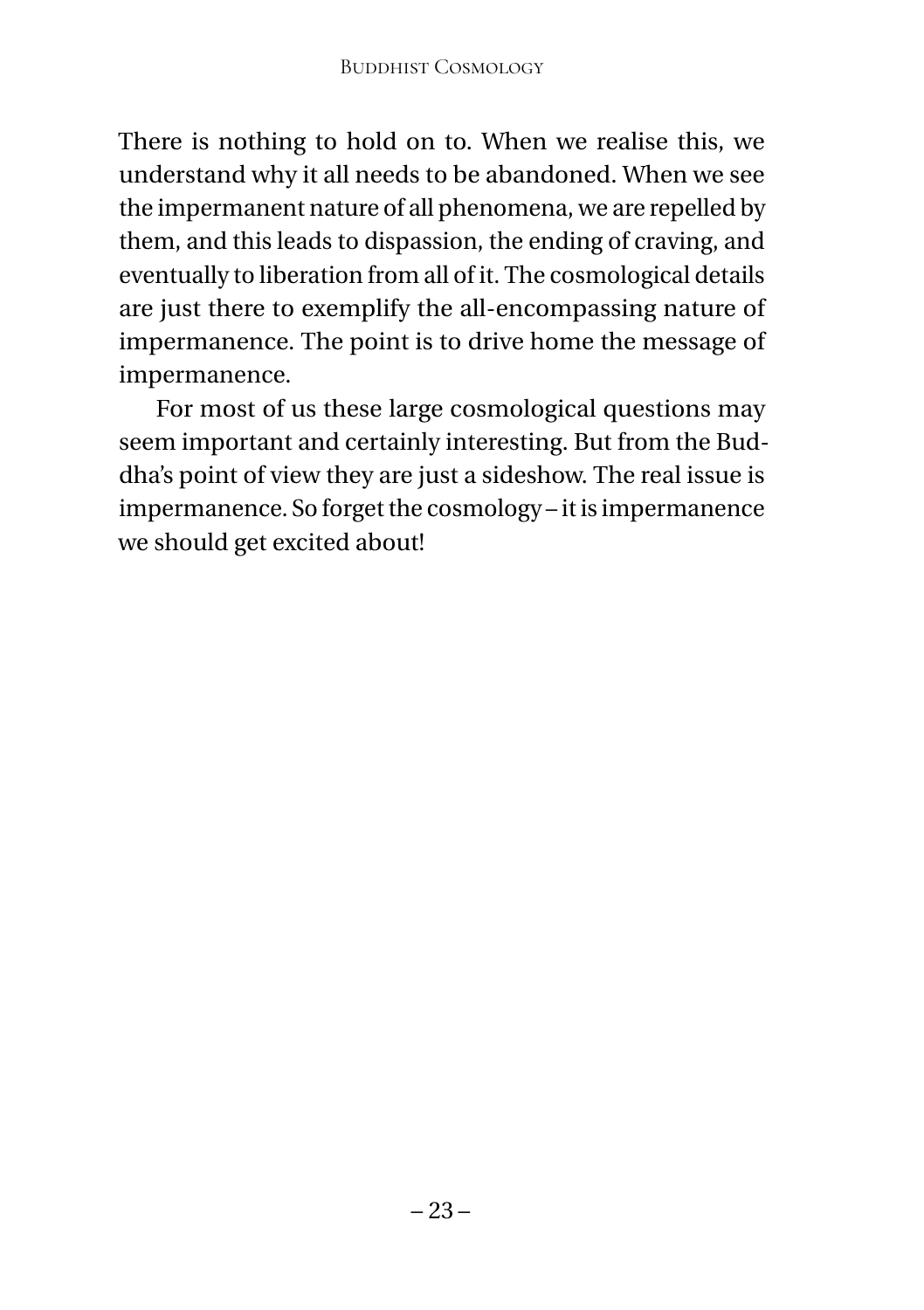There is nothing to hold on to. When we realise this, we understand why it all needs to be abandoned. When we see the impermanent nature of all phenomena, we are repelled by them, and this leads to dispassion, the ending of craving, and eventually to liberation from all of it. The cosmological details are just there to exemplify the all-encompassing nature of impermanence. The point is to drive home the message of impermanence.

For most of us these large cosmological questions may seem important and certainly interesting. But from the Buddha's point of view they are just a sideshow. The real issue is impermanence. So forget the cosmology – it is impermanence we should get excited about!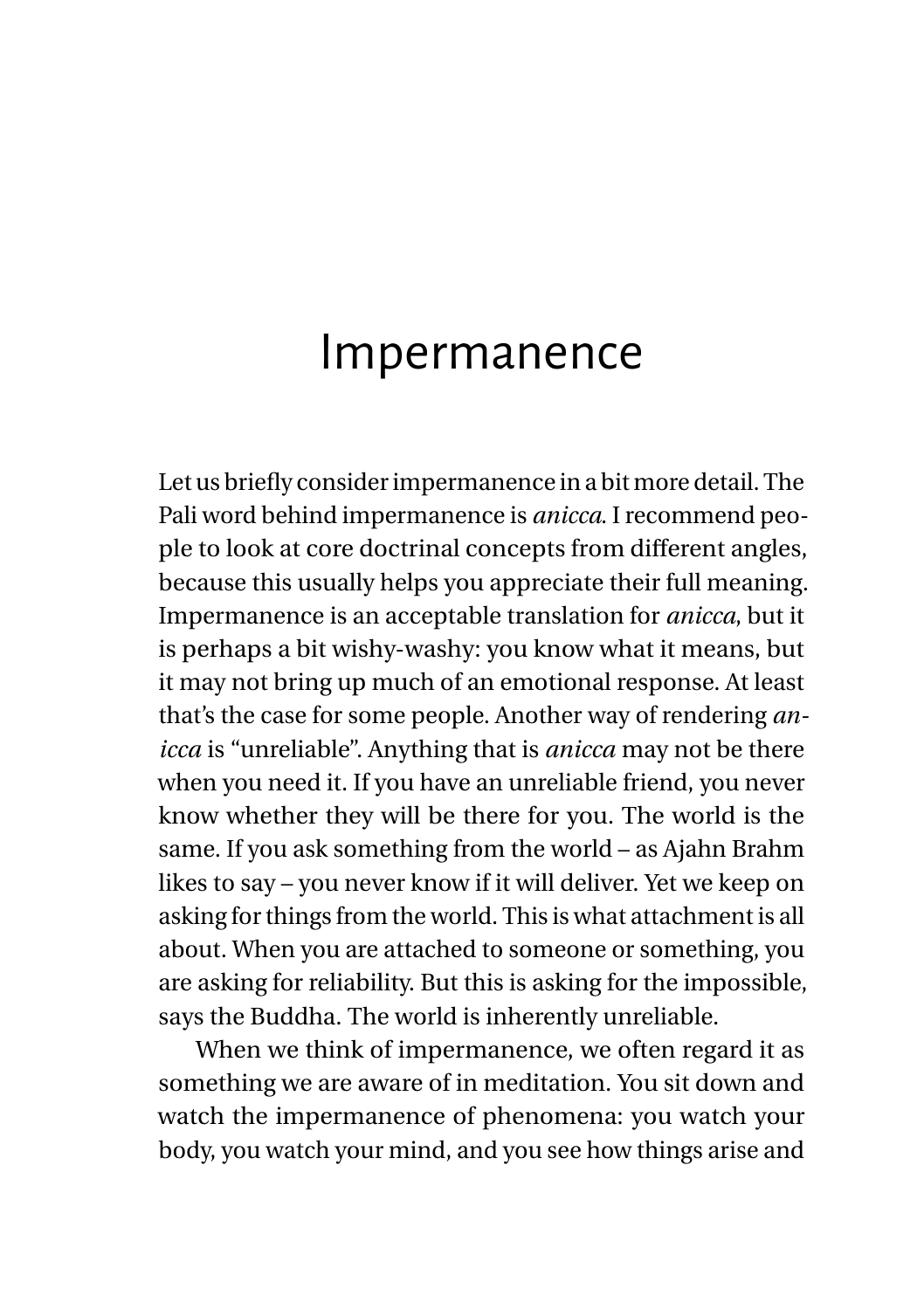# Impermanence

Let us briefly consider impermanence in a bit more detail. The Pali word behind impermanence is *anicca*. I recommend people to look at core doctrinal concepts from different angles, because this usually helps you appreciate their full meaning. Impermanence is an acceptable translation for *anicca*, but it is perhaps a bit wishy-washy: you know what it means, but it may not bring up much of an emotional response. At least that's the case for some people. Another way of rendering *anicca* is "unreliable". Anything that is *anicca* may not be there when you need it. If you have an unreliable friend, you never know whether they will be there for you. The world is the same. If you ask something from the world – as Ajahn Brahm likes to say – you never know if it will deliver. Yet we keep on asking for things from the world. This is what attachment is all about. When you are attached to someone or something, you are asking for reliability. But this is asking for the impossible, says the Buddha. The world is inherently unreliable.

When we think of impermanence, we often regard it as something we are aware of in meditation. You sit down and watch the impermanence of phenomena: you watch your body, you watch your mind, and you see how things arise and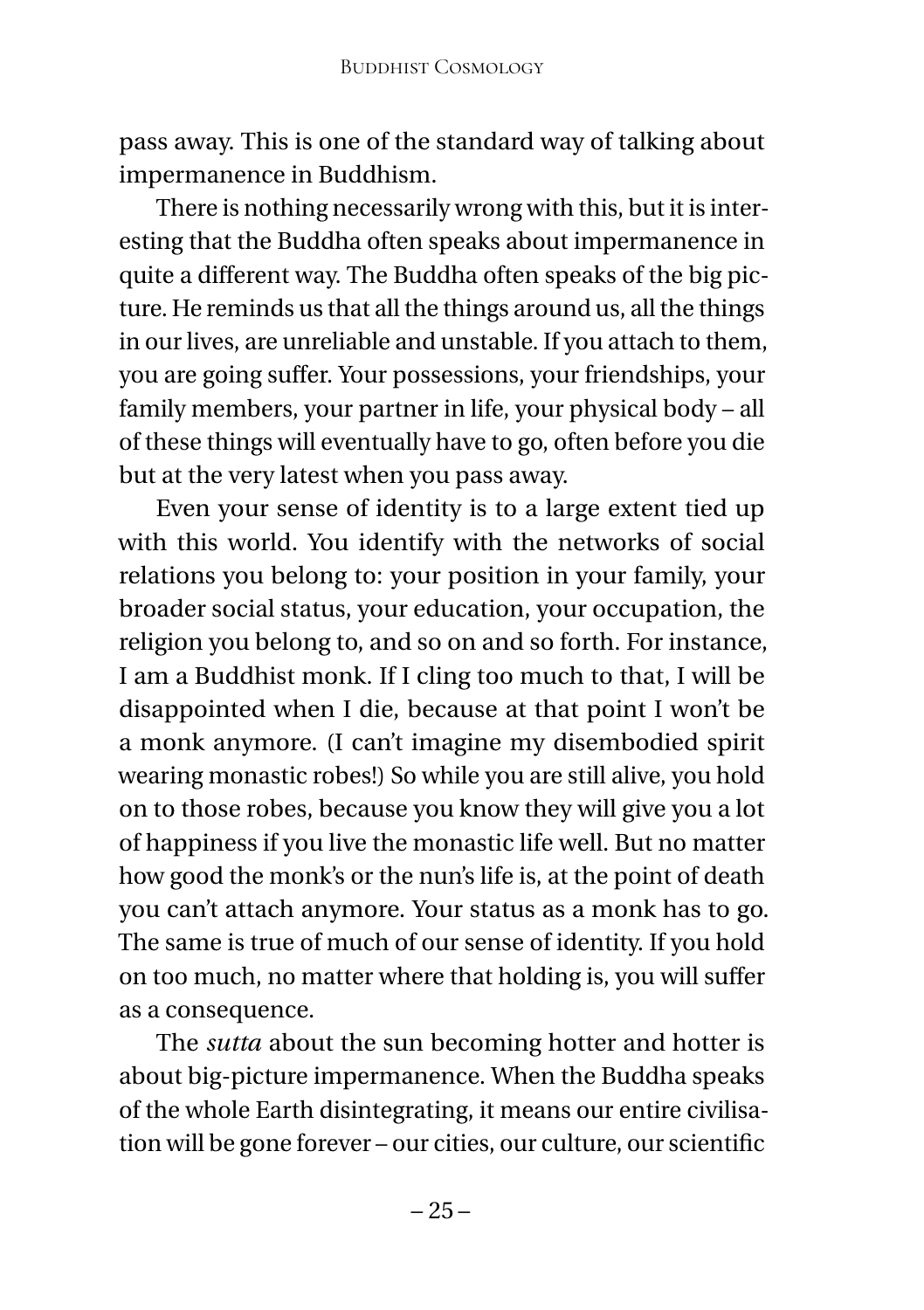pass away. This is one of the standard way of talking about impermanence in Buddhism.

There is nothing necessarily wrong with this, but it is interesting that the Buddha often speaks about impermanence in quite a different way. The Buddha often speaks of the big picture. He reminds us that all the things around us, all the things in our lives, are unreliable and unstable. If you attach to them, you are going suffer. Your possessions, your friendships, your family members, your partner in life, your physical body – all of these things will eventually have to go, often before you die but at the very latest when you pass away.

Even your sense of identity is to a large extent tied up with this world. You identify with the networks of social relations you belong to: your position in your family, your broader social status, your education, your occupation, the religion you belong to, and so on and so forth. For instance, I am a Buddhist monk. If I cling too much to that, I will be disappointed when I die, because at that point I won't be a monk anymore. (I can't imagine my disembodied spirit wearing monastic robes!) So while you are still alive, you hold on to those robes, because you know they will give you a lot of happiness if you live the monastic life well. But no matter how good the monk's or the nun's life is, at the point of death you can't attach anymore. Your status as a monk has to go. The same is true of much of our sense of identity. If you hold on too much, no matter where that holding is, you will suffer as a consequence.

The *sutta* about the sun becoming hotter and hotter is about big-picture impermanence. When the Buddha speaks of the whole Earth disintegrating, it means our entire civilisation will be gone forever – our cities, our culture, our scientific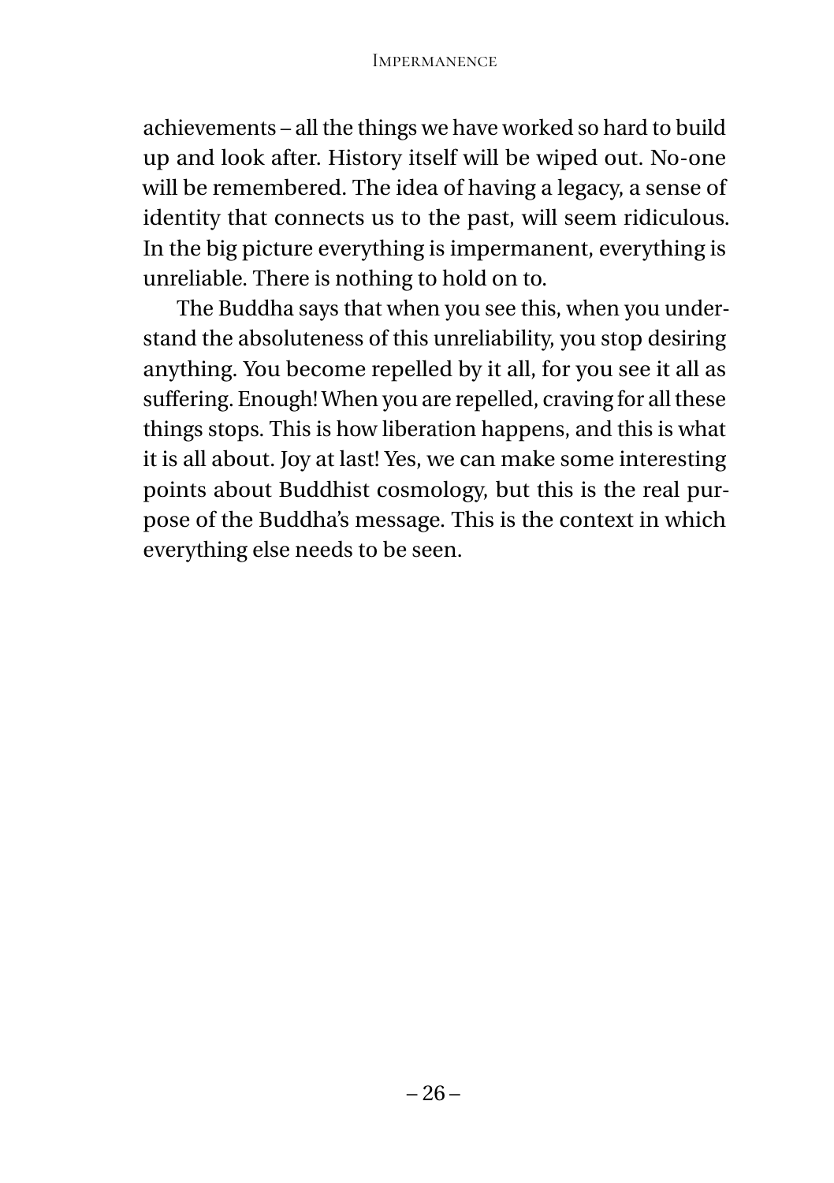achievements – all the things we have worked so hard to build up and look after. History itself will be wiped out. No-one will be remembered. The idea of having a legacy, a sense of identity that connects us to the past, will seem ridiculous. In the big picture everything is impermanent, everything is unreliable. There is nothing to hold on to.

The Buddha says that when you see this, when you understand the absoluteness of this unreliability, you stop desiring anything. You become repelled by it all, for you see it all as suffering. Enough! When you are repelled, craving for all these things stops. This is how liberation happens, and this is what it is all about. Joy at last! Yes, we can make some interesting points about Buddhist cosmology, but this is the real purpose of the Buddha's message. This is the context in which everything else needs to be seen.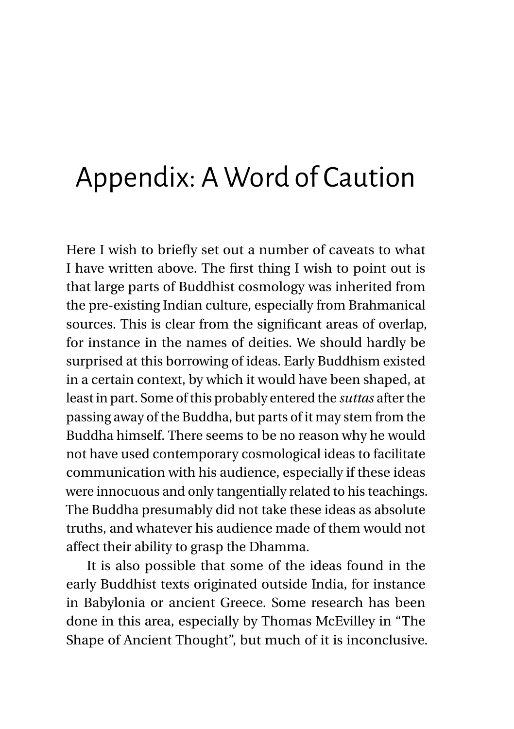# Appendix: A Word of Caution

Here I wish to briefly set out a number of caveats to what I have written above. The first thing I wish to point out is that large parts of Buddhist cosmology was inherited from the pre-existing Indian culture, especially from Brahmanical sources. This is clear from the significant areas of overlap, for instance in the names of deities. We should hardly be surprised at this borrowing of ideas. Early Buddhism existed in a certain context, by which it would have been shaped, at least in part. Some of this probably entered the *suttas* after the passing away of the Buddha, but parts of it may stem from the Buddha himself. There seems to be no reason why he would not have used contemporary cosmological ideas to facilitate communication with his audience, especially if these ideas were innocuous and only tangentially related to his teachings. The Buddha presumably did not take these ideas as absolute truths, and whatever his audience made of them would not affect their ability to grasp the Dhamma.

It is also possible that some of the ideas found in the early Buddhist texts originated outside India, for instance in Babylonia or ancient Greece. Some research has been done in this area, especially by Thomas McEvilley in "The Shape of Ancient Thought", but much of it is inconclusive.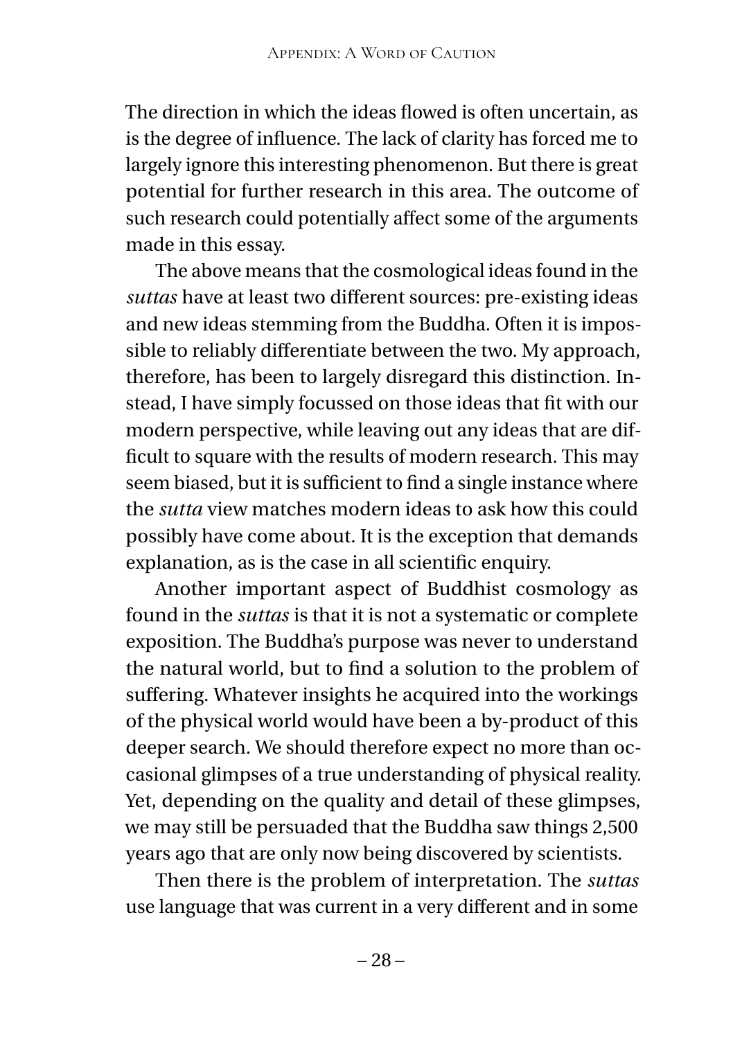The direction in which the ideas flowed is often uncertain, as is the degree of influence. The lack of clarity has forced me to largely ignore this interesting phenomenon. But there is great potential for further research in this area. The outcome of such research could potentially affect some of the arguments made in this essay.

The above means that the cosmological ideas found in the *suttas* have at least two different sources: pre-existing ideas and new ideas stemming from the Buddha. Often it is impossible to reliably differentiate between the two. My approach, therefore, has been to largely disregard this distinction. Instead, I have simply focussed on those ideas that fit with our modern perspective, while leaving out any ideas that are difficult to square with the results of modern research. This may seem biased, but it is sufficient to find a single instance where the *sutta* view matches modern ideas to ask how this could possibly have come about. It is the exception that demands explanation, as is the case in all scientific enquiry.

Another important aspect of Buddhist cosmology as found in the *suttas* is that it is not a systematic or complete exposition. The Buddha's purpose was never to understand the natural world, but to find a solution to the problem of suffering. Whatever insights he acquired into the workings of the physical world would have been a by-product of this deeper search. We should therefore expect no more than occasional glimpses of a true understanding of physical reality. Yet, depending on the quality and detail of these glimpses, we may still be persuaded that the Buddha saw things 2,500 years ago that are only now being discovered by scientists.

Then there is the problem of interpretation. The *suttas* use language that was current in a very different and in some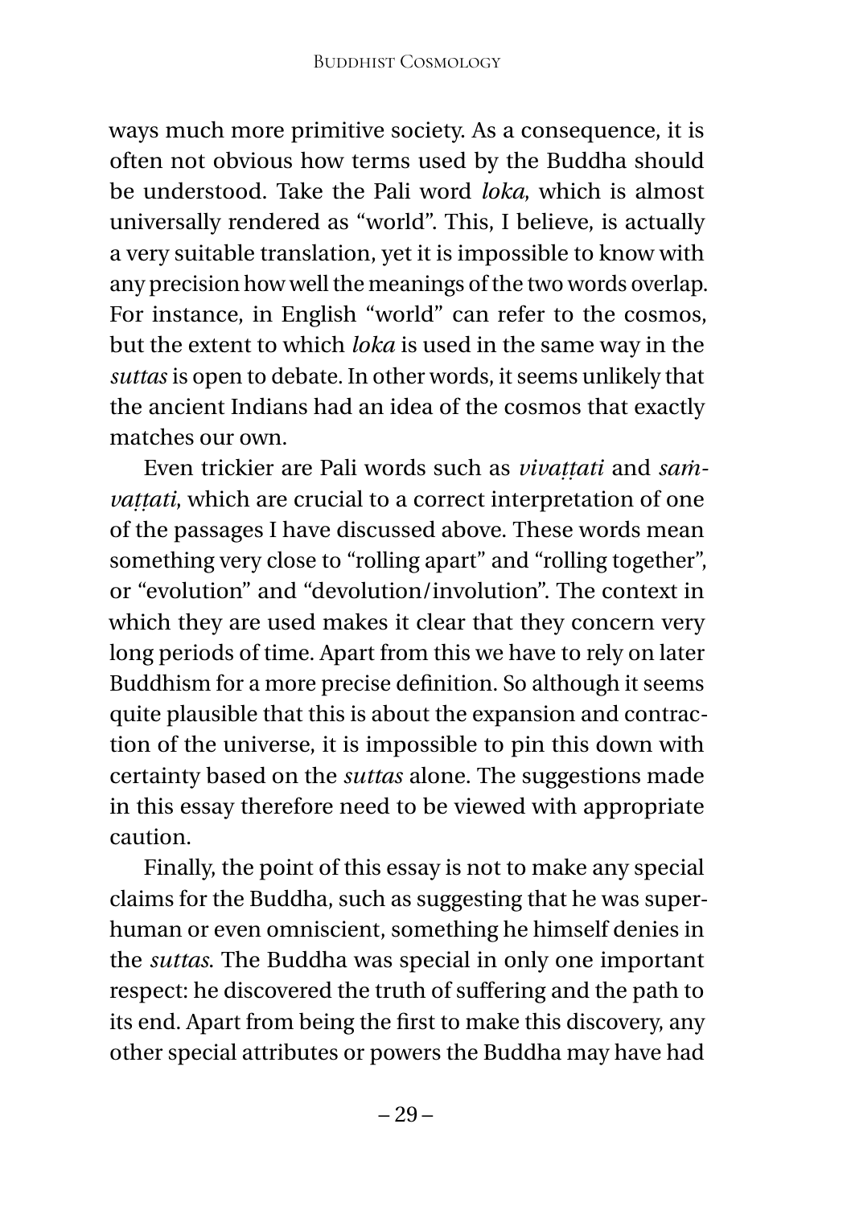ways much more primitive society. As a consequence, it is often not obvious how terms used by the Buddha should be understood. Take the Pali word *loka*, which is almost universally rendered as "world". This, I believe, is actually a very suitable translation, yet it is impossible to know with any precision how well the meanings of the two words overlap. For instance, in English "world" can refer to the cosmos, but the extent to which *loka* is used in the same way in the *suttas* is open to debate. In other words, it seems unlikely that the ancient Indians had an idea of the cosmos that exactly matches our own.

Even trickier are Pali words such as *vivaṭṭati* and *saṁvaṭṭati*, which are crucial to a correct interpretation of one of the passages I have discussed above. These words mean something very close to "rolling apart" and "rolling together", or "evolution" and "devolution/involution". The context in which they are used makes it clear that they concern very long periods of time. Apart from this we have to rely on later Buddhism for a more precise definition. So although it seems quite plausible that this is about the expansion and contraction of the universe, it is impossible to pin this down with certainty based on the *suttas* alone. The suggestions made in this essay therefore need to be viewed with appropriate caution.

Finally, the point of this essay is not to make any special claims for the Buddha, such as suggesting that he was superhuman or even omniscient, something he himself denies in the *suttas*. The Buddha was special in only one important respect: he discovered the truth of suffering and the path to its end. Apart from being the first to make this discovery, any other special attributes or powers the Buddha may have had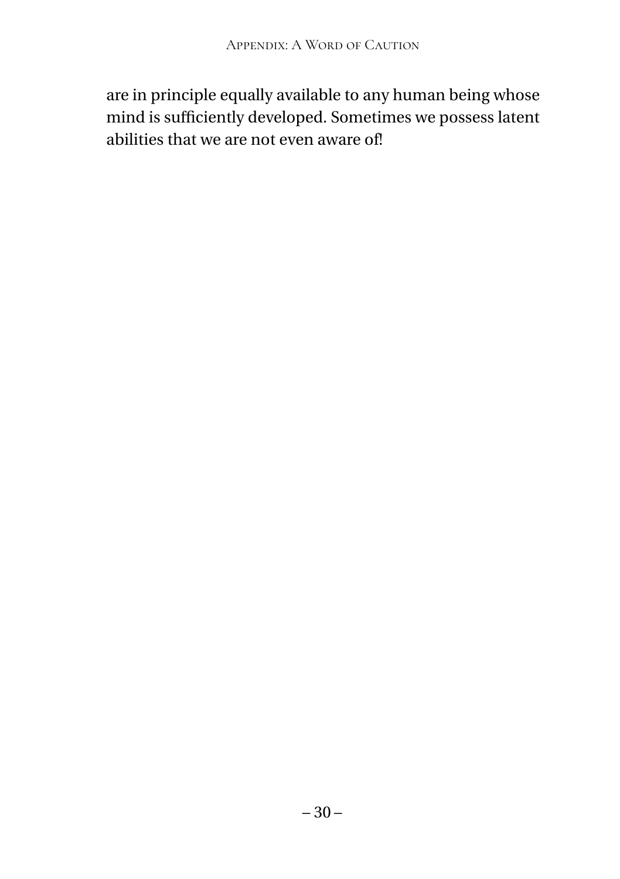are in principle equally available to any human being whose mind is sufficiently developed. Sometimes we possess latent abilities that we are not even aware of!